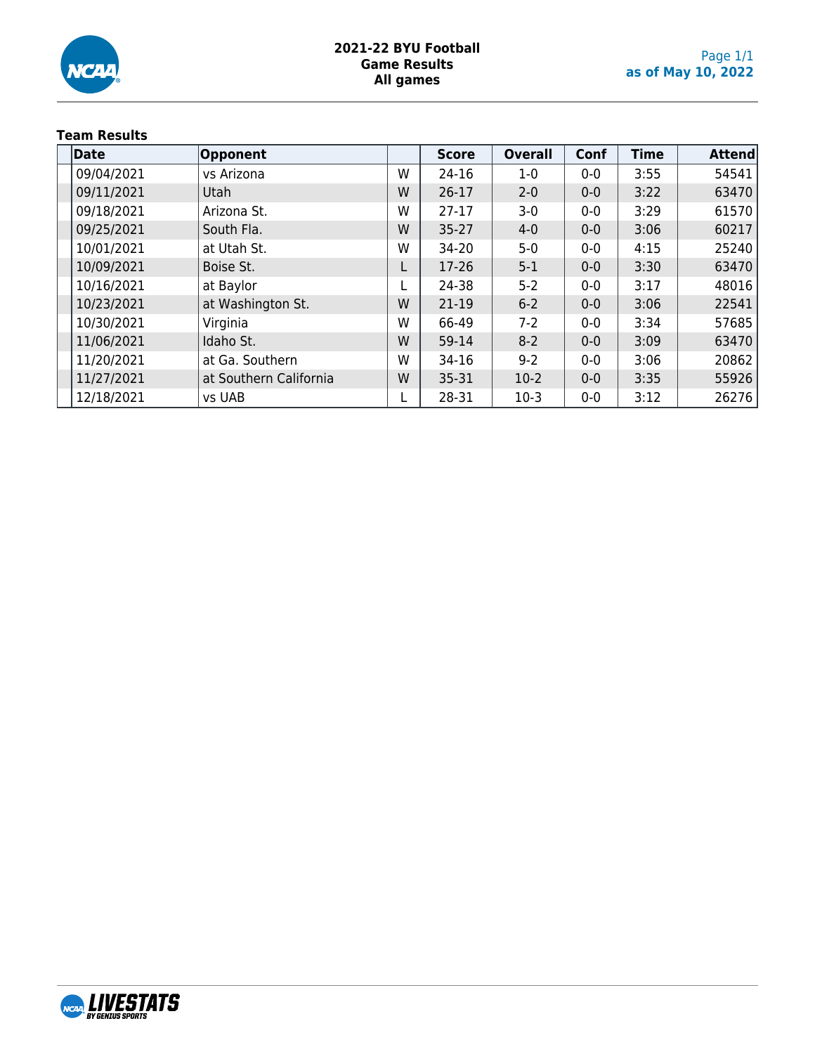# 2021-22 BYU Football
## Game Results
### All games

as of May 10, 2022

**Team Results**

| Date | Opponent | | Score | Overall | Conf | Time | Attend |
|---|---|---|---|---|---|---|---|
| 09/04/2021 | vs Arizona | W | 24-16 | 1-0 | 0-0 | 3:55 | 54541 |
| 09/11/2021 | Utah | W | 26-17 | 2-0 | 0-0 | 3:22 | 63470 |
| 09/18/2021 | Arizona St. | W | 27-17 | 3-0 | 0-0 | 3:29 | 61570 |
| 09/25/2021 | South Fla. | W | 35-27 | 4-0 | 0-0 | 3:06 | 60217 |
| 10/01/2021 | at Utah St. | W | 34-20 | 5-0 | 0-0 | 4:15 | 25240 |
| 10/09/2021 | Boise St. | L | 17-26 | 5-1 | 0-0 | 3:30 | 63470 |
| 10/16/2021 | at Baylor | L | 24-38 | 5-2 | 0-0 | 3:17 | 48016 |
| 10/23/2021 | at Washington St. | W | 21-19 | 6-2 | 0-0 | 3:06 | 22541 |
| 10/30/2021 | Virginia | W | 66-49 | 7-2 | 0-0 | 3:34 | 57685 |
| 11/06/2021 | Idaho St. | W | 59-14 | 8-2 | 0-0 | 3:09 | 63470 |
| 11/20/2021 | at Ga. Southern | W | 34-16 | 9-2 | 0-0 | 3:06 | 20862 |
| 11/27/2021 | at Southern California | W | 35-31 | 10-2 | 0-0 | 3:35 | 55926 |
| 12/18/2021 | vs UAB | L | 28-31 | 10-3 | 0-0 | 3:12 | 26276 |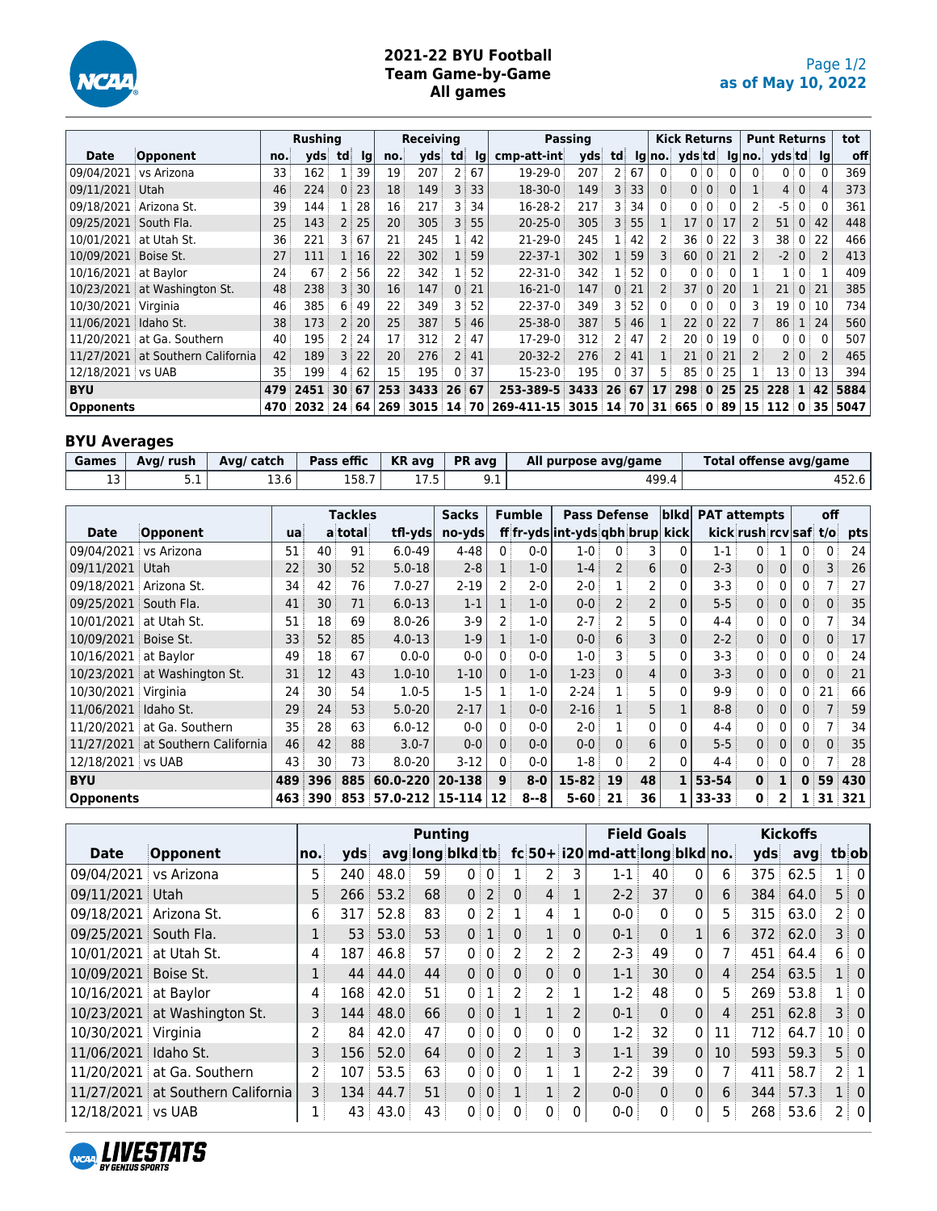# 2021-22 BYU Football
## Team Game-by-Game
## All games

as of May 10, 2022

| | | Rushing | | | | Receiving | | | | Passing | | | | Kick Returns | | | | Punt Returns | | | | tot |
|---|---|---|---|---|---|---|---|---|---|---|---|---|---|---|---|---|---|---|---|---|---|---|
| Date | Opponent | no. | yds | td | lg | no. | yds | td | lg | cmp-att-int | yds | td | lg | no. | yds | td | lg | no. | yds | td | lg | off |
| 09/04/2021 | vs Arizona | 33 | 162 | 1 | 39 | 19 | 207 | 2 | 67 | 19-29-0 | 207 | 2 | 67 | 0 | 0 | 0 | 0 | 0 | 0 | 0 | 0 | 369 |
| 09/11/2021 | Utah | 46 | 224 | 0 | 23 | 18 | 149 | 3 | 33 | 18-30-0 | 149 | 3 | 33 | 0 | 0 | 0 | 0 | 1 | 4 | 0 | 4 | 373 |
| 09/18/2021 | Arizona St. | 39 | 144 | 1 | 28 | 16 | 217 | 3 | 34 | 16-28-2 | 217 | 3 | 34 | 0 | 0 | 0 | 0 | 2 | -5 | 0 | 0 | 361 |
| 09/25/2021 | South Fla. | 25 | 143 | 2 | 25 | 20 | 305 | 3 | 55 | 20-25-0 | 305 | 3 | 55 | 1 | 17 | 0 | 17 | 2 | 51 | 0 | 42 | 448 |
| 10/01/2021 | at Utah St. | 36 | 221 | 3 | 67 | 21 | 245 | 1 | 42 | 21-29-0 | 245 | 1 | 42 | 2 | 36 | 0 | 22 | 3 | 38 | 0 | 22 | 466 |
| 10/09/2021 | Boise St. | 27 | 111 | 1 | 16 | 22 | 302 | 1 | 59 | 22-37-1 | 302 | 1 | 59 | 3 | 60 | 0 | 21 | 2 | -2 | 0 | 2 | 413 |
| 10/16/2021 | at Baylor | 24 | 67 | 2 | 56 | 22 | 342 | 1 | 52 | 22-31-0 | 342 | 1 | 52 | 0 | 0 | 0 | 0 | 1 | 1 | 0 | 1 | 409 |
| 10/23/2021 | at Washington St. | 48 | 238 | 3 | 30 | 16 | 147 | 0 | 21 | 16-21-0 | 147 | 0 | 21 | 2 | 37 | 0 | 20 | 1 | 21 | 0 | 21 | 385 |
| 10/30/2021 | Virginia | 46 | 385 | 6 | 49 | 22 | 349 | 3 | 52 | 22-37-0 | 349 | 3 | 52 | 0 | 0 | 0 | 0 | 3 | 19 | 0 | 10 | 734 |
| 11/06/2021 | Idaho St. | 38 | 173 | 2 | 20 | 25 | 387 | 5 | 46 | 25-38-0 | 387 | 5 | 46 | 1 | 22 | 0 | 22 | 7 | 86 | 1 | 24 | 560 |
| 11/20/2021 | at Ga. Southern | 40 | 195 | 2 | 24 | 17 | 312 | 2 | 47 | 17-29-0 | 312 | 2 | 47 | 2 | 20 | 0 | 19 | 0 | 0 | 0 | 0 | 507 |
| 11/27/2021 | at Southern California | 42 | 189 | 3 | 22 | 20 | 276 | 2 | 41 | 20-32-2 | 276 | 2 | 41 | 1 | 21 | 0 | 21 | 2 | 2 | 0 | 2 | 465 |
| 12/18/2021 | vs UAB | 35 | 199 | 4 | 62 | 15 | 195 | 0 | 37 | 15-23-0 | 195 | 0 | 37 | 5 | 85 | 0 | 25 | 1 | 13 | 0 | 13 | 394 |
| **BYU** | | **479** | **2451** | **30** | **67** | **253** | **3433** | **26** | **67** | **253-389-5** | **3433** | **26** | **67** | **17** | **298** | **0** | **25** | **25** | **228** | **1** | **42** | **5884** |
| **Opponents** | | **470** | **2032** | **24** | **64** | **269** | **3015** | **14** | **70** | **269-411-15** | **3015** | **14** | **70** | **31** | **665** | **0** | **89** | **15** | **112** | **0** | **35** | **5047** |

### BYU Averages

| Games | Avg/ rush | Avg/ catch | Pass effic | KR avg | PR avg | All purpose avg/game | Total offense avg/game |
|---|---|---|---|---|---|---|---|
| 13 | 5.1 | 13.6 | 158.7 | 17.5 | 9.1 | 499.4 | 452.6 |

| | | Tackles | | | | Sacks | Fumble | | Pass Defense | | | blkd | PAT attempts | | | | off | |
|---|---|---|---|---|---|---|---|---|---|---|---|---|---|---|---|---|---|---|
| Date | Opponent | ua | a | total | tfl-yds | no-yds | ff | fr-yds | int-yds | qbh | brup | kick | kick | rush | rcv | saf | t/o | pts |
| 09/04/2021 | vs Arizona | 51 | 40 | 91 | 6.0-49 | 4-48 | 0 | 0-0 | 1-0 | 0 | 3 | 0 | 1-1 | 0 | 1 | 0 | 0 | 24 |
| 09/11/2021 | Utah | 22 | 30 | 52 | 5.0-18 | 2-8 | 1 | 1-0 | 1-4 | 2 | 6 | 0 | 2-3 | 0 | 0 | 0 | 3 | 26 |
| 09/18/2021 | Arizona St. | 34 | 42 | 76 | 7.0-27 | 2-19 | 2 | 2-0 | 2-0 | 1 | 2 | 0 | 3-3 | 0 | 0 | 0 | 7 | 27 |
| 09/25/2021 | South Fla. | 41 | 30 | 71 | 6.0-13 | 1-1 | 1 | 1-0 | 0-0 | 2 | 2 | 0 | 5-5 | 0 | 0 | 0 | 0 | 35 |
| 10/01/2021 | at Utah St. | 51 | 18 | 69 | 8.0-26 | 3-9 | 2 | 1-0 | 2-7 | 2 | 5 | 0 | 4-4 | 0 | 0 | 0 | 7 | 34 |
| 10/09/2021 | Boise St. | 33 | 52 | 85 | 4.0-13 | 1-9 | 1 | 1-0 | 0-0 | 6 | 3 | 0 | 2-2 | 0 | 0 | 0 | 0 | 17 |
| 10/16/2021 | at Baylor | 49 | 18 | 67 | 0.0-0 | 0-0 | 0 | 0-0 | 1-0 | 3 | 5 | 0 | 3-3 | 0 | 0 | 0 | 0 | 24 |
| 10/23/2021 | at Washington St. | 31 | 12 | 43 | 1.0-10 | 1-10 | 0 | 1-0 | 1-23 | 0 | 4 | 0 | 3-3 | 0 | 0 | 0 | 0 | 21 |
| 10/30/2021 | Virginia | 24 | 30 | 54 | 1.0-5 | 1-5 | 1 | 1-0 | 2-24 | 1 | 5 | 0 | 9-9 | 0 | 0 | 0 | 21 | 66 |
| 11/06/2021 | Idaho St. | 29 | 24 | 53 | 5.0-20 | 2-17 | 1 | 0-0 | 2-16 | 1 | 5 | 1 | 8-8 | 0 | 0 | 0 | 7 | 59 |
| 11/20/2021 | at Ga. Southern | 35 | 28 | 63 | 6.0-12 | 0-0 | 0 | 0-0 | 2-0 | 1 | 0 | 0 | 4-4 | 0 | 0 | 0 | 7 | 34 |
| 11/27/2021 | at Southern California | 46 | 42 | 88 | 3.0-7 | 0-0 | 0 | 0-0 | 0-0 | 0 | 6 | 0 | 5-5 | 0 | 0 | 0 | 0 | 35 |
| 12/18/2021 | vs UAB | 43 | 30 | 73 | 8.0-20 | 3-12 | 0 | 0-0 | 1-8 | 0 | 2 | 0 | 4-4 | 0 | 0 | 0 | 7 | 28 |
| **BYU** | | **489** | **396** | **885** | **60.0-220** | **20-138** | **9** | **8-0** | **15-82** | **19** | **48** | **1** | **53-54** | **0** | **1** | **0** | **59** | **430** |
| **Opponents** | | **463** | **390** | **853** | **57.0-212** | **15-114** | **12** | **8--8** | **5-60** | **21** | **36** | **1** | **33-33** | **0** | **2** | **1** | **31** | **321** |

| | | Punting | | | | | | | | | Field Goals | | | Kickoffs | | | | |
|---|---|---|---|---|---|---|---|---|---|---|---|---|---|---|---|---|---|---|
| Date | Opponent | no. | yds | avg | long | blkd | tb | fc | 50+ | i20 | md-att | long | blkd | no. | yds | avg | tb | ob |
| 09/04/2021 | vs Arizona | 5 | 240 | 48.0 | 59 | 0 | 0 | 1 | 2 | 3 | 1-1 | 40 | 0 | 6 | 375 | 62.5 | 1 | 0 |
| 09/11/2021 | Utah | 5 | 266 | 53.2 | 68 | 0 | 2 | 0 | 4 | 1 | 2-2 | 37 | 0 | 6 | 384 | 64.0 | 5 | 0 |
| 09/18/2021 | Arizona St. | 6 | 317 | 52.8 | 83 | 0 | 2 | 1 | 4 | 1 | 0-0 | 0 | 0 | 5 | 315 | 63.0 | 2 | 0 |
| 09/25/2021 | South Fla. | 1 | 53 | 53.0 | 53 | 0 | 1 | 0 | 1 | 0 | 0-1 | 0 | 1 | 6 | 372 | 62.0 | 3 | 0 |
| 10/01/2021 | at Utah St. | 4 | 187 | 46.8 | 57 | 0 | 0 | 2 | 2 | 2 | 2-3 | 49 | 0 | 7 | 451 | 64.4 | 6 | 0 |
| 10/09/2021 | Boise St. | 1 | 44 | 44.0 | 44 | 0 | 0 | 0 | 0 | 0 | 1-1 | 30 | 0 | 4 | 254 | 63.5 | 1 | 0 |
| 10/16/2021 | at Baylor | 4 | 168 | 42.0 | 51 | 0 | 1 | 2 | 2 | 1 | 1-2 | 48 | 0 | 5 | 269 | 53.8 | 1 | 0 |
| 10/23/2021 | at Washington St. | 3 | 144 | 48.0 | 66 | 0 | 0 | 1 | 1 | 2 | 0-1 | 0 | 0 | 4 | 251 | 62.8 | 3 | 0 |
| 10/30/2021 | Virginia | 2 | 84 | 42.0 | 47 | 0 | 0 | 0 | 0 | 0 | 1-2 | 32 | 0 | 11 | 712 | 64.7 | 10 | 0 |
| 11/06/2021 | Idaho St. | 3 | 156 | 52.0 | 64 | 0 | 0 | 2 | 1 | 3 | 1-1 | 39 | 0 | 10 | 593 | 59.3 | 5 | 0 |
| 11/20/2021 | at Ga. Southern | 2 | 107 | 53.5 | 63 | 0 | 0 | 0 | 1 | 1 | 2-2 | 39 | 0 | 7 | 411 | 58.7 | 2 | 1 |
| 11/27/2021 | at Southern California | 3 | 134 | 44.7 | 51 | 0 | 0 | 1 | 1 | 2 | 0-0 | 0 | 0 | 6 | 344 | 57.3 | 1 | 0 |
| 12/18/2021 | vs UAB | 1 | 43 | 43.0 | 43 | 0 | 0 | 0 | 0 | 0 | 0-0 | 0 | 0 | 5 | 268 | 53.6 | 2 | 0 |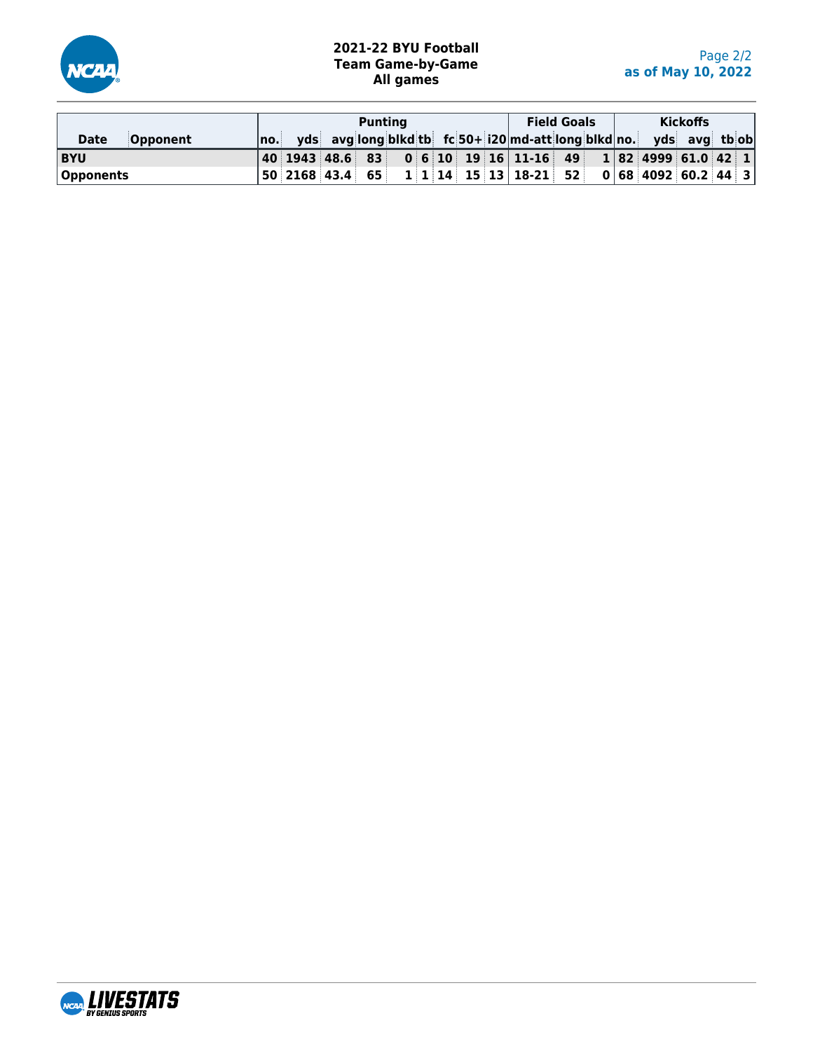**2021-22 BYU Football**
**Team Game-by-Game**
**All games**

**as of May 10, 2022**

| Date | Opponent | Punting | | | | | | | | | Field Goals | | | Kickoffs | | | | |
|---|---|---|---|---|---|---|---|---|---|---|---|---|---|---|---|---|---|---|
| | | no. | yds | avg | long | blkd | tb | fc | 50+ | i20 | md-att | long | blkd | no. | yds | avg | tb | ob |
| **BYU** | | 40 | 1943 | 48.6 | 83 | 0 | 6 | 10 | 19 | 16 | 11-16 | 49 | 1 | 82 | 4999 | 61.0 | 42 | 1 |
| **Opponents** | | 50 | 2168 | 43.4 | 65 | 1 | 1 | 14 | 15 | 13 | 18-21 | 52 | 0 | 68 | 4092 | 60.2 | 44 | 3 |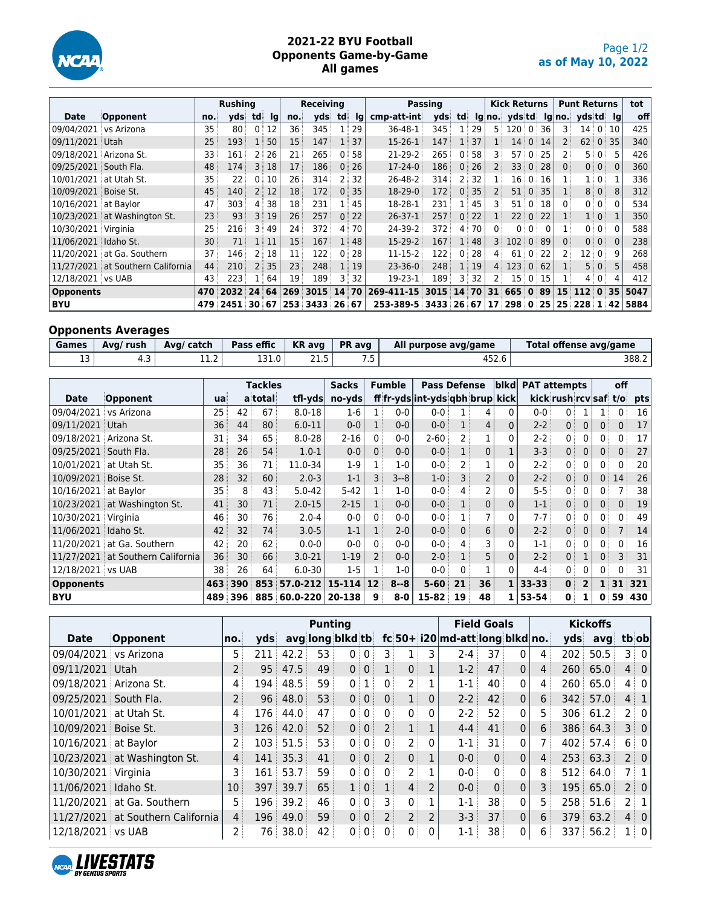# 2021-22 BYU Football
## Opponents Game-by-Game
### All games

as of May 10, 2022

| | | Rushing | | | | Receiving | | | | Passing | | | | Kick Returns | | | | Punt Returns | | | | tot |
|---|---|---|---|---|---|---|---|---|---|---|---|---|---|---|---|---|---|---|---|---|---|---|
| Date | Opponent | no. | yds | td | lg | no. | yds | td | lg | cmp-att-int | yds | td | lg | no. | yds | td | lg | no. | yds | td | lg | off |
| 09/04/2021 | vs Arizona | 35 | 80 | 0 | 12 | 36 | 345 | 1 | 29 | 36-48-1 | 345 | 1 | 29 | 5 | 120 | 0 | 36 | 3 | 14 | 0 | 10 | 425 |
| 09/11/2021 | Utah | 25 | 193 | 1 | 50 | 15 | 147 | 1 | 37 | 15-26-1 | 147 | 1 | 37 | 1 | 14 | 0 | 14 | 2 | 62 | 0 | 35 | 340 |
| 09/18/2021 | Arizona St. | 33 | 161 | 2 | 26 | 21 | 265 | 0 | 58 | 21-29-2 | 265 | 0 | 58 | 3 | 57 | 0 | 25 | 2 | 5 | 0 | 5 | 426 |
| 09/25/2021 | South Fla. | 48 | 174 | 3 | 18 | 17 | 186 | 0 | 26 | 17-24-0 | 186 | 0 | 26 | 2 | 33 | 0 | 28 | 0 | 0 | 0 | 0 | 360 |
| 10/01/2021 | at Utah St. | 35 | 22 | 0 | 10 | 26 | 314 | 2 | 32 | 26-48-2 | 314 | 2 | 32 | 1 | 16 | 0 | 16 | 1 | 1 | 0 | 1 | 336 |
| 10/09/2021 | Boise St. | 45 | 140 | 2 | 12 | 18 | 172 | 0 | 35 | 18-29-0 | 172 | 0 | 35 | 2 | 51 | 0 | 35 | 1 | 8 | 0 | 8 | 312 |
| 10/16/2021 | at Baylor | 47 | 303 | 4 | 38 | 18 | 231 | 1 | 45 | 18-28-1 | 231 | 1 | 45 | 3 | 51 | 0 | 18 | 0 | 0 | 0 | 0 | 534 |
| 10/23/2021 | at Washington St. | 23 | 93 | 3 | 19 | 26 | 257 | 0 | 22 | 26-37-1 | 257 | 0 | 22 | 1 | 22 | 0 | 22 | 1 | 1 | 0 | 1 | 350 |
| 10/30/2021 | Virginia | 25 | 216 | 3 | 49 | 24 | 372 | 4 | 70 | 24-39-2 | 372 | 4 | 70 | 0 | 0 | 0 | 0 | 1 | 0 | 0 | 0 | 588 |
| 11/06/2021 | Idaho St. | 30 | 71 | 1 | 11 | 15 | 167 | 1 | 48 | 15-29-2 | 167 | 1 | 48 | 3 | 102 | 0 | 89 | 0 | 0 | 0 | 0 | 238 |
| 11/20/2021 | at Ga. Southern | 37 | 146 | 2 | 18 | 11 | 122 | 0 | 28 | 11-15-2 | 122 | 0 | 28 | 4 | 61 | 0 | 22 | 2 | 12 | 0 | 9 | 268 |
| 11/27/2021 | at Southern California | 44 | 210 | 2 | 35 | 23 | 248 | 1 | 19 | 23-36-0 | 248 | 1 | 19 | 4 | 123 | 0 | 62 | 1 | 5 | 0 | 5 | 458 |
| 12/18/2021 | vs UAB | 43 | 223 | 1 | 64 | 19 | 189 | 3 | 32 | 19-23-1 | 189 | 3 | 32 | 2 | 15 | 0 | 15 | 1 | 4 | 0 | 4 | 412 |
| **Opponents** | | **470** | **2032** | **24** | **64** | **269** | **3015** | **14** | **70** | **269-411-15** | **3015** | **14** | **70** | **31** | **665** | **0** | **89** | **15** | **112** | **0** | **35** | **5047** |
| **BYU** | | **479** | **2451** | **30** | **67** | **253** | **3433** | **26** | **67** | **253-389-5** | **3433** | **26** | **67** | **17** | **298** | **0** | **25** | **25** | **228** | **1** | **42** | **5884** |

### Opponents Averages

| Games | Avg/ rush | Avg/ catch | Pass effic | KR avg | PR avg | All purpose avg/game | Total offense avg/game |
|---|---|---|---|---|---|---|---|
| 13 | 4.3 | 11.2 | 131.0 | 21.5 | 7.5 | 452.6 | 388.2 |

| | | Tackles | | | | Sacks | Fumble | | Pass Defense | | | blkd | PAT attempts | | | | off | |
|---|---|---|---|---|---|---|---|---|---|---|---|---|---|---|---|---|---|---|
| Date | Opponent | ua | a | total | tfl-yds | no-yds | ff | fr-yds | int-yds | qbh | brup | kick | kick | rush | rcv | saf | t/o | pts |
| 09/04/2021 | vs Arizona | 25 | 42 | 67 | 8.0-18 | 1-6 | 1 | 0-0 | 0-0 | 1 | 4 | 0 | 0-0 | 0 | 1 | 1 | 0 | 16 |
| 09/11/2021 | Utah | 36 | 44 | 80 | 6.0-11 | 0-0 | 1 | 0-0 | 0-0 | 1 | 4 | 0 | 2-2 | 0 | 0 | 0 | 0 | 17 |
| 09/18/2021 | Arizona St. | 31 | 34 | 65 | 8.0-28 | 2-16 | 0 | 0-0 | 2-60 | 2 | 1 | 0 | 2-2 | 0 | 0 | 0 | 0 | 17 |
| 09/25/2021 | South Fla. | 28 | 26 | 54 | 1.0-1 | 0-0 | 0 | 0-0 | 0-0 | 1 | 0 | 1 | 3-3 | 0 | 0 | 0 | 0 | 27 |
| 10/01/2021 | at Utah St. | 35 | 36 | 71 | 11.0-34 | 1-9 | 1 | 1-0 | 0-0 | 2 | 1 | 0 | 2-2 | 0 | 0 | 0 | 0 | 20 |
| 10/09/2021 | Boise St. | 28 | 32 | 60 | 2.0-3 | 1-1 | 3 | 3--8 | 1-0 | 3 | 2 | 0 | 2-2 | 0 | 0 | 0 | 14 | 26 |
| 10/16/2021 | at Baylor | 35 | 8 | 43 | 5.0-42 | 5-42 | 1 | 1-0 | 0-0 | 4 | 2 | 0 | 5-5 | 0 | 0 | 0 | 7 | 38 |
| 10/23/2021 | at Washington St. | 41 | 30 | 71 | 2.0-15 | 2-15 | 1 | 0-0 | 0-0 | 1 | 0 | 0 | 1-1 | 0 | 0 | 0 | 0 | 19 |
| 10/30/2021 | Virginia | 46 | 30 | 76 | 2.0-4 | 0-0 | 0 | 0-0 | 0-0 | 1 | 7 | 0 | 7-7 | 0 | 0 | 0 | 0 | 49 |
| 11/06/2021 | Idaho St. | 42 | 32 | 74 | 3.0-5 | 1-1 | 1 | 2-0 | 0-0 | 0 | 6 | 0 | 2-2 | 0 | 0 | 0 | 7 | 14 |
| 11/20/2021 | at Ga. Southern | 42 | 20 | 62 | 0.0-0 | 0-0 | 0 | 0-0 | 0-0 | 4 | 3 | 0 | 1-1 | 0 | 0 | 0 | 0 | 16 |
| 11/27/2021 | at Southern California | 36 | 30 | 66 | 3.0-21 | 1-19 | 2 | 0-0 | 2-0 | 1 | 5 | 0 | 2-2 | 0 | 1 | 0 | 3 | 31 |
| 12/18/2021 | vs UAB | 38 | 26 | 64 | 6.0-30 | 1-5 | 1 | 1-0 | 0-0 | 0 | 1 | 0 | 4-4 | 0 | 0 | 0 | 0 | 31 |
| **Opponents** | | **463** | **390** | **853** | **57.0-212** | **15-114** | **12** | **8--8** | **5-60** | **21** | **36** | **1** | **33-33** | **0** | **2** | **1** | **31** | **321** |
| **BYU** | | **489** | **396** | **885** | **60.0-220** | **20-138** | **9** | **8-0** | **15-82** | **19** | **48** | **1** | **53-54** | **0** | **1** | **0** | **59** | **430** |

| | | Punting | | | | | | | | | Field Goals | | | Kickoffs | | | | |
|---|---|---|---|---|---|---|---|---|---|---|---|---|---|---|---|---|---|---|
| Date | Opponent | no. | yds | avg | long | blkd | tb | fc | 50+ | i20 | md-att | long | blkd | no. | yds | avg | tb | ob |
| 09/04/2021 | vs Arizona | 5 | 211 | 42.2 | 53 | 0 | 0 | 3 | 1 | 3 | 2-4 | 37 | 0 | 4 | 202 | 50.5 | 3 | 0 |
| 09/11/2021 | Utah | 2 | 95 | 47.5 | 49 | 0 | 0 | 1 | 0 | 1 | 1-2 | 47 | 0 | 4 | 260 | 65.0 | 4 | 0 |
| 09/18/2021 | Arizona St. | 4 | 194 | 48.5 | 59 | 0 | 1 | 0 | 2 | 1 | 1-1 | 40 | 0 | 4 | 260 | 65.0 | 4 | 0 |
| 09/25/2021 | South Fla. | 2 | 96 | 48.0 | 53 | 0 | 0 | 0 | 1 | 0 | 2-2 | 42 | 0 | 6 | 342 | 57.0 | 4 | 1 |
| 10/01/2021 | at Utah St. | 4 | 176 | 44.0 | 47 | 0 | 0 | 0 | 0 | 0 | 2-2 | 52 | 0 | 5 | 306 | 61.2 | 2 | 0 |
| 10/09/2021 | Boise St. | 3 | 126 | 42.0 | 52 | 0 | 0 | 2 | 1 | 1 | 4-4 | 41 | 0 | 6 | 386 | 64.3 | 3 | 0 |
| 10/16/2021 | at Baylor | 2 | 103 | 51.5 | 53 | 0 | 0 | 0 | 2 | 0 | 1-1 | 31 | 0 | 7 | 402 | 57.4 | 6 | 0 |
| 10/23/2021 | at Washington St. | 4 | 141 | 35.3 | 41 | 0 | 0 | 2 | 0 | 1 | 0-0 | 0 | 0 | 4 | 253 | 63.3 | 2 | 0 |
| 10/30/2021 | Virginia | 3 | 161 | 53.7 | 59 | 0 | 0 | 0 | 2 | 1 | 0-0 | 0 | 0 | 8 | 512 | 64.0 | 7 | 1 |
| 11/06/2021 | Idaho St. | 10 | 397 | 39.7 | 65 | 1 | 0 | 1 | 4 | 2 | 0-0 | 0 | 0 | 3 | 195 | 65.0 | 2 | 0 |
| 11/20/2021 | at Ga. Southern | 5 | 196 | 39.2 | 46 | 0 | 0 | 3 | 0 | 1 | 1-1 | 38 | 0 | 5 | 258 | 51.6 | 2 | 1 |
| 11/27/2021 | at Southern California | 4 | 196 | 49.0 | 59 | 0 | 0 | 2 | 2 | 2 | 3-3 | 37 | 0 | 6 | 379 | 63.2 | 4 | 0 |
| 12/18/2021 | vs UAB | 2 | 76 | 38.0 | 42 | 0 | 0 | 0 | 0 | 0 | 1-1 | 38 | 0 | 6 | 337 | 56.2 | 1 | 0 |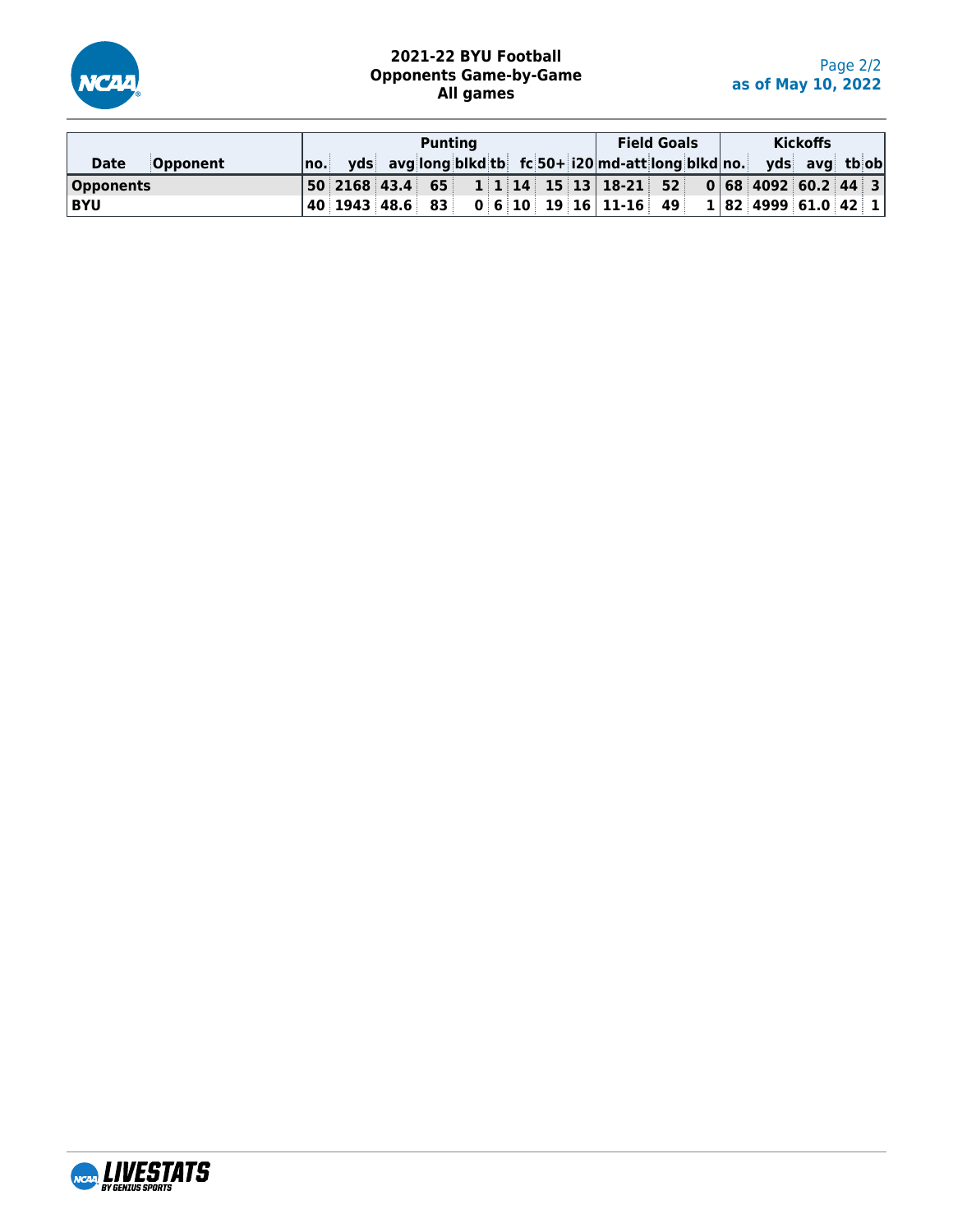# 2021-22 BYU Football
## Opponents Game-by-Game
## All games

| Date | Opponent | Punting | | | | | | | | | Field Goals | | | Kickoffs | | | | |
|---|---|---|---|---|---|---|---|---|---|---|---|---|---|---|---|---|---|---|
| | | no. | yds | avg | long | blkd | tb | fc | 50+ | i20 | md-att | long | blkd | no. | yds | avg | tb | ob |
| **Opponents** | | 50 | 2168 | 43.4 | 65 | 1 | 1 | 14 | 15 | 13 | 18-21 | 52 | 0 | 68 | 4092 | 60.2 | 44 | 3 |
| **BYU** | | 40 | 1943 | 48.6 | 83 | 0 | 6 | 10 | 19 | 16 | 11-16 | 49 | 1 | 82 | 4999 | 61.0 | 42 | 1 |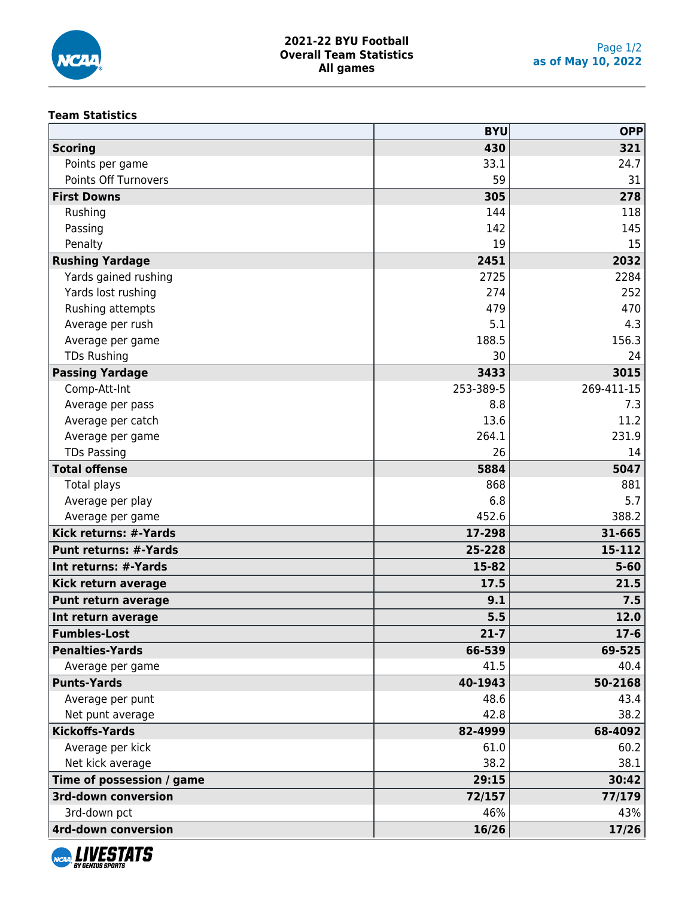# 2021-22 BYU Football
## Overall Team Statistics
### All games

**Team Statistics**

| | BYU | OPP |
|---|---|---|
| **Scoring** | **430** | **321** |
| Points per game | 33.1 | 24.7 |
| Points Off Turnovers | 59 | 31 |
| **First Downs** | **305** | **278** |
| Rushing | 144 | 118 |
| Passing | 142 | 145 |
| Penalty | 19 | 15 |
| **Rushing Yardage** | **2451** | **2032** |
| Yards gained rushing | 2725 | 2284 |
| Yards lost rushing | 274 | 252 |
| Rushing attempts | 479 | 470 |
| Average per rush | 5.1 | 4.3 |
| Average per game | 188.5 | 156.3 |
| TDs Rushing | 30 | 24 |
| **Passing Yardage** | **3433** | **3015** |
| Comp-Att-Int | 253-389-5 | 269-411-15 |
| Average per pass | 8.8 | 7.3 |
| Average per catch | 13.6 | 11.2 |
| Average per game | 264.1 | 231.9 |
| TDs Passing | 26 | 14 |
| **Total offense** | **5884** | **5047** |
| Total plays | 868 | 881 |
| Average per play | 6.8 | 5.7 |
| Average per game | 452.6 | 388.2 |
| **Kick returns: #-Yards** | **17-298** | **31-665** |
| **Punt returns: #-Yards** | **25-228** | **15-112** |
| **Int returns: #-Yards** | **15-82** | **5-60** |
| **Kick return average** | **17.5** | **21.5** |
| **Punt return average** | **9.1** | **7.5** |
| **Int return average** | **5.5** | **12.0** |
| **Fumbles-Lost** | **21-7** | **17-6** |
| **Penalties-Yards** | **66-539** | **69-525** |
| Average per game | 41.5 | 40.4 |
| **Punts-Yards** | **40-1943** | **50-2168** |
| Average per punt | 48.6 | 43.4 |
| Net punt average | 42.8 | 38.2 |
| **Kickoffs-Yards** | **82-4999** | **68-4092** |
| Average per kick | 61.0 | 60.2 |
| Net kick average | 38.2 | 38.1 |
| **Time of possession / game** | **29:15** | **30:42** |
| **3rd-down conversion** | **72/157** | **77/179** |
| 3rd-down pct | 46% | 43% |
| **4rd-down conversion** | **16/26** | **17/26** |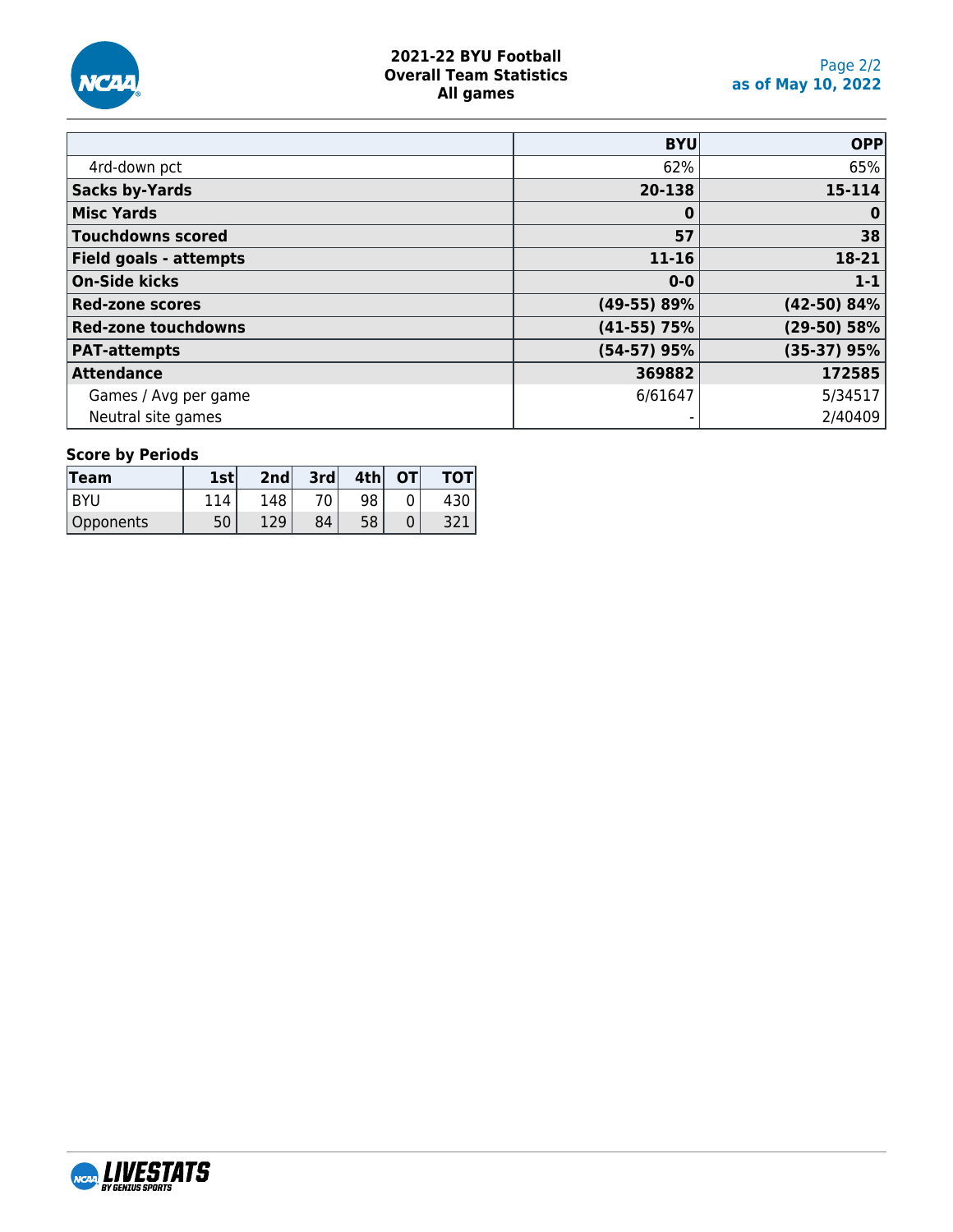# 2021-22 BYU Football
## Overall Team Statistics
### All games

as of May 10, 2022

| | BYU | OPP |
|---|---|---|
| 4rd-down pct | 62% | 65% |
| **Sacks by-Yards** | **20-138** | **15-114** |
| **Misc Yards** | **0** | **0** |
| **Touchdowns scored** | **57** | **38** |
| **Field goals - attempts** | **11-16** | **18-21** |
| **On-Side kicks** | **0-0** | **1-1** |
| **Red-zone scores** | **(49-55) 89%** | **(42-50) 84%** |
| **Red-zone touchdowns** | **(41-55) 75%** | **(29-50) 58%** |
| **PAT-attempts** | **(54-57) 95%** | **(35-37) 95%** |
| **Attendance** | **369882** | **172585** |
| Games / Avg per game | 6/61647 | 5/34517 |
| Neutral site games | - | 2/40409 |

**Score by Periods**

| Team | 1st | 2nd | 3rd | 4th | OT | TOT |
|---|---|---|---|---|---|---|
| BYU | 114 | 148 | 70 | 98 | 0 | 430 |
| Opponents | 50 | 129 | 84 | 58 | 0 | 321 |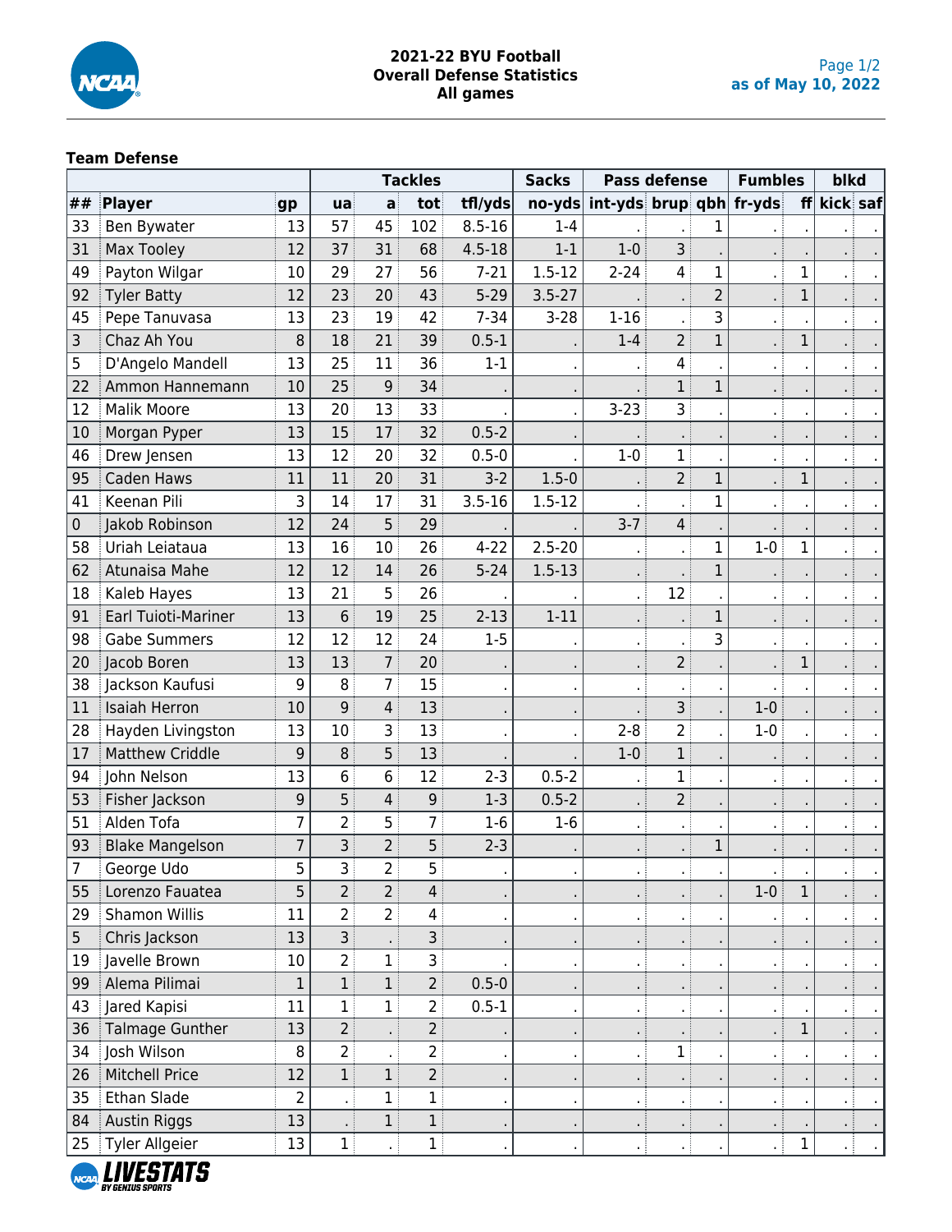# 2021-22 BYU Football
## Overall Defense Statistics
### All games

as of May 10, 2022

**Team Defense**

| | | | Tackles | | | | Sacks | Pass defense | | | Fumbles | | blkd | |
|---|---|---|---|---|---|---|---|---|---|---|---|---|---|---|
| ## | Player | gp | ua | a | tot | tfl/yds | no-yds | int-yds | brup | qbh | fr-yds | ff | kick | saf |
| 33 | Ben Bywater | 13 | 57 | 45 | 102 | 8.5-16 | 1-4 | . | . | 1 | . | . | . | . |
| 31 | Max Tooley | 12 | 37 | 31 | 68 | 4.5-18 | 1-1 | 1-0 | 3 | . | . | . | . | . |
| 49 | Payton Wilgar | 10 | 29 | 27 | 56 | 7-21 | 1.5-12 | 2-24 | 4 | 1 | . | 1 | . | . |
| 92 | Tyler Batty | 12 | 23 | 20 | 43 | 5-29 | 3.5-27 | . | . | 2 | . | 1 | . | . |
| 45 | Pepe Tanuvasa | 13 | 23 | 19 | 42 | 7-34 | 3-28 | 1-16 | . | 3 | . | . | . | . |
| 3 | Chaz Ah You | 8 | 18 | 21 | 39 | 0.5-1 | . | 1-4 | 2 | 1 | . | 1 | . | . |
| 5 | D'Angelo Mandell | 13 | 25 | 11 | 36 | 1-1 | . | . | 4 | . | . | . | . | . |
| 22 | Ammon Hannemann | 10 | 25 | 9 | 34 | . | . | . | 1 | 1 | . | . | . | . |
| 12 | Malik Moore | 13 | 20 | 13 | 33 | . | . | 3-23 | 3 | . | . | . | . | . |
| 10 | Morgan Pyper | 13 | 15 | 17 | 32 | 0.5-2 | . | . | . | . | . | . | . | . |
| 46 | Drew Jensen | 13 | 12 | 20 | 32 | 0.5-0 | . | 1-0 | 1 | . | . | . | . | . |
| 95 | Caden Haws | 11 | 11 | 20 | 31 | 3-2 | 1.5-0 | . | 2 | 1 | . | 1 | . | . |
| 41 | Keenan Pili | 3 | 14 | 17 | 31 | 3.5-16 | 1.5-12 | . | . | 1 | . | . | . | . |
| 0 | Jakob Robinson | 12 | 24 | 5 | 29 | . | . | 3-7 | 4 | . | . | . | . | . |
| 58 | Uriah Leiataua | 13 | 16 | 10 | 26 | 4-22 | 2.5-20 | . | . | 1 | 1-0 | 1 | . | . |
| 62 | Atunaisa Mahe | 12 | 12 | 14 | 26 | 5-24 | 1.5-13 | . | . | 1 | . | . | . | . |
| 18 | Kaleb Hayes | 13 | 21 | 5 | 26 | . | . | . | 12 | . | . | . | . | . |
| 91 | Earl Tuioti-Mariner | 13 | 6 | 19 | 25 | 2-13 | 1-11 | . | . | 1 | . | . | . | . |
| 98 | Gabe Summers | 12 | 12 | 12 | 24 | 1-5 | . | . | . | 3 | . | . | . | . |
| 20 | Jacob Boren | 13 | 13 | 7 | 20 | . | . | . | 2 | . | . | 1 | . | . |
| 38 | Jackson Kaufusi | 9 | 8 | 7 | 15 | . | . | . | . | . | . | . | . | . |
| 11 | Isaiah Herron | 10 | 9 | 4 | 13 | . | . | . | 3 | . | 1-0 | . | . | . |
| 28 | Hayden Livingston | 13 | 10 | 3 | 13 | . | . | 2-8 | 2 | . | 1-0 | . | . | . |
| 17 | Matthew Criddle | 9 | 8 | 5 | 13 | . | . | 1-0 | 1 | . | . | . | . | . |
| 94 | John Nelson | 13 | 6 | 6 | 12 | 2-3 | 0.5-2 | . | 1 | . | . | . | . | . |
| 53 | Fisher Jackson | 9 | 5 | 4 | 9 | 1-3 | 0.5-2 | . | 2 | . | . | . | . | . |
| 51 | Alden Tofa | 7 | 2 | 5 | 7 | 1-6 | 1-6 | . | . | . | . | . | . | . |
| 93 | Blake Mangelson | 7 | 3 | 2 | 5 | 2-3 | . | . | . | 1 | . | . | . | . |
| 7 | George Udo | 5 | 3 | 2 | 5 | . | . | . | . | . | . | . | . | . |
| 55 | Lorenzo Fauatea | 5 | 2 | 2 | 4 | . | . | . | . | . | 1-0 | 1 | . | . |
| 29 | Shamon Willis | 11 | 2 | 2 | 4 | . | . | . | . | . | . | . | . | . |
| 5 | Chris Jackson | 13 | 3 | . | 3 | . | . | . | . | . | . | . | . | . |
| 19 | Javelle Brown | 10 | 2 | 1 | 3 | . | . | . | . | . | . | . | . | . |
| 99 | Alema Pilimai | 1 | 1 | 1 | 2 | 0.5-0 | . | . | . | . | . | . | . | . |
| 43 | Jared Kapisi | 11 | 1 | 1 | 2 | 0.5-1 | . | . | . | . | . | . | . | . |
| 36 | Talmage Gunther | 13 | 2 | . | 2 | . | . | . | . | . | . | 1 | . | . |
| 34 | Josh Wilson | 8 | 2 | . | 2 | . | . | . | 1 | . | . | . | . | . |
| 26 | Mitchell Price | 12 | 1 | 1 | 2 | . | . | . | . | . | . | . | . | . |
| 35 | Ethan Slade | 2 | . | 1 | 1 | . | . | . | . | . | . | . | . | . |
| 84 | Austin Riggs | 13 | . | 1 | 1 | . | . | . | . | . | . | . | . | . |
| 25 | Tyler Allgeier | 13 | 1 | . | 1 | . | . | . | . | . | . | 1 | . | . |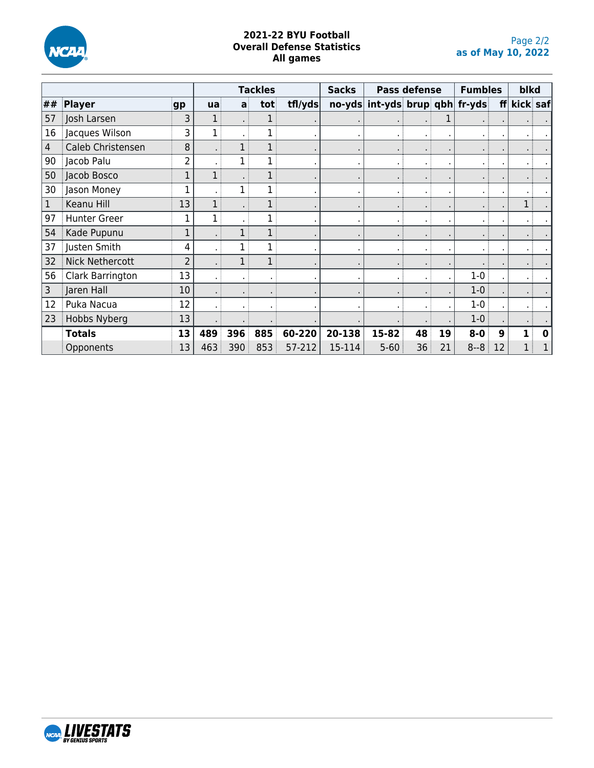# 2021-22 BYU Football
## Overall Defense Statistics
### All games

as of May 10, 2022

| | | | Tackles | | | | Sacks | Pass defense | | | Fumbles | | blkd | |
|---|---|---|---|---|---|---|---|---|---|---|---|---|---|---|
| ## | Player | gp | ua | a | tot | tfl/yds | no-yds | int-yds | brup | qbh | fr-yds | ff | kick | saf |
| 57 | Josh Larsen | 3 | 1 | . | 1 | . | . | . | . | 1 | . | . | . | . |
| 16 | Jacques Wilson | 3 | 1 | . | 1 | . | . | . | . | . | . | . | . | . |
| 4 | Caleb Christensen | 8 | . | 1 | 1 | . | . | . | . | . | . | . | . | . |
| 90 | Jacob Palu | 2 | . | 1 | 1 | . | . | . | . | . | . | . | . | . |
| 50 | Jacob Bosco | 1 | 1 | . | 1 | . | . | . | . | . | . | . | . | . |
| 30 | Jason Money | 1 | . | 1 | 1 | . | . | . | . | . | . | . | . | . |
| 1 | Keanu Hill | 13 | 1 | . | 1 | . | . | . | . | . | . | . | 1 | . |
| 97 | Hunter Greer | 1 | 1 | . | 1 | . | . | . | . | . | . | . | . | . |
| 54 | Kade Pupunu | 1 | . | 1 | 1 | . | . | . | . | . | . | . | . | . |
| 37 | Justen Smith | 4 | . | 1 | 1 | . | . | . | . | . | . | . | . | . |
| 32 | Nick Nethercott | 2 | . | 1 | 1 | . | . | . | . | . | . | . | . | . |
| 56 | Clark Barrington | 13 | . | . | . | . | . | . | . | . | 1-0 | . | . | . |
| 3 | Jaren Hall | 10 | . | . | . | . | . | . | . | . | 1-0 | . | . | . |
| 12 | Puka Nacua | 12 | . | . | . | . | . | . | . | . | 1-0 | . | . | . |
| 23 | Hobbs Nyberg | 13 | . | . | . | . | . | . | . | . | 1-0 | . | . | . |
| | **Totals** | **13** | **489** | **396** | **885** | **60-220** | **20-138** | **15-82** | **48** | **19** | **8-0** | **9** | **1** | **0** |
| | Opponents | 13 | 463 | 390 | 853 | 57-212 | 15-114 | 5-60 | 36 | 21 | 8--8 | 12 | 1 | 1 |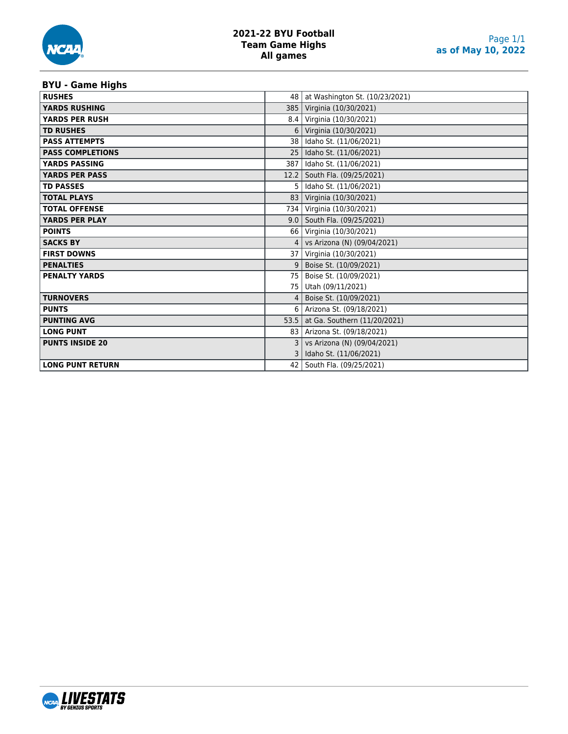# 2021-22 BYU Football
## Team Game Highs
## All games

as of May 10, 2022

### BYU - Game Highs

| | | |
|---|---|---|
| **RUSHES** | 48 | at Washington St. (10/23/2021) |
| **YARDS RUSHING** | 385 | Virginia (10/30/2021) |
| **YARDS PER RUSH** | 8.4 | Virginia (10/30/2021) |
| **TD RUSHES** | 6 | Virginia (10/30/2021) |
| **PASS ATTEMPTS** | 38 | Idaho St. (11/06/2021) |
| **PASS COMPLETIONS** | 25 | Idaho St. (11/06/2021) |
| **YARDS PASSING** | 387 | Idaho St. (11/06/2021) |
| **YARDS PER PASS** | 12.2 | South Fla. (09/25/2021) |
| **TD PASSES** | 5 | Idaho St. (11/06/2021) |
| **TOTAL PLAYS** | 83 | Virginia (10/30/2021) |
| **TOTAL OFFENSE** | 734 | Virginia (10/30/2021) |
| **YARDS PER PLAY** | 9.0 | South Fla. (09/25/2021) |
| **POINTS** | 66 | Virginia (10/30/2021) |
| **SACKS BY** | 4 | vs Arizona (N) (09/04/2021) |
| **FIRST DOWNS** | 37 | Virginia (10/30/2021) |
| **PENALTIES** | 9 | Boise St. (10/09/2021) |
| **PENALTY YARDS** | 75 | Boise St. (10/09/2021) |
| | 75 | Utah (09/11/2021) |
| **TURNOVERS** | 4 | Boise St. (10/09/2021) |
| **PUNTS** | 6 | Arizona St. (09/18/2021) |
| **PUNTING AVG** | 53.5 | at Ga. Southern (11/20/2021) |
| **LONG PUNT** | 83 | Arizona St. (09/18/2021) |
| **PUNTS INSIDE 20** | 3 | vs Arizona (N) (09/04/2021) |
| | 3 | Idaho St. (11/06/2021) |
| **LONG PUNT RETURN** | 42 | South Fla. (09/25/2021) |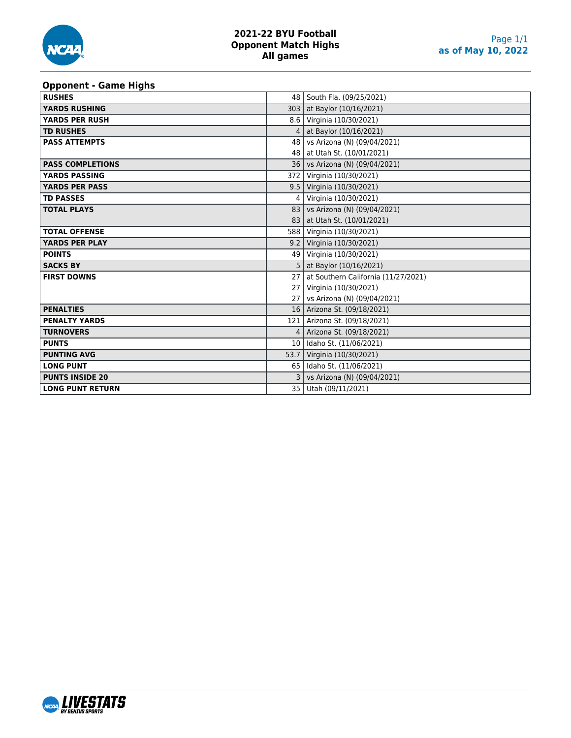# 2021-22 BYU Football
## Opponent Match Highs
### All games

as of May 10, 2022

## Opponent - Game Highs

| | | |
|---|---|---|
| **RUSHES** | 48 | South Fla. (09/25/2021) |
| **YARDS RUSHING** | 303 | at Baylor (10/16/2021) |
| **YARDS PER RUSH** | 8.6 | Virginia (10/30/2021) |
| **TD RUSHES** | 4 | at Baylor (10/16/2021) |
| **PASS ATTEMPTS** | 48 | vs Arizona (N) (09/04/2021) |
| | 48 | at Utah St. (10/01/2021) |
| **PASS COMPLETIONS** | 36 | vs Arizona (N) (09/04/2021) |
| **YARDS PASSING** | 372 | Virginia (10/30/2021) |
| **YARDS PER PASS** | 9.5 | Virginia (10/30/2021) |
| **TD PASSES** | 4 | Virginia (10/30/2021) |
| **TOTAL PLAYS** | 83 | vs Arizona (N) (09/04/2021) |
| | 83 | at Utah St. (10/01/2021) |
| **TOTAL OFFENSE** | 588 | Virginia (10/30/2021) |
| **YARDS PER PLAY** | 9.2 | Virginia (10/30/2021) |
| **POINTS** | 49 | Virginia (10/30/2021) |
| **SACKS BY** | 5 | at Baylor (10/16/2021) |
| **FIRST DOWNS** | 27 | at Southern California (11/27/2021) |
| | 27 | Virginia (10/30/2021) |
| | 27 | vs Arizona (N) (09/04/2021) |
| **PENALTIES** | 16 | Arizona St. (09/18/2021) |
| **PENALTY YARDS** | 121 | Arizona St. (09/18/2021) |
| **TURNOVERS** | 4 | Arizona St. (09/18/2021) |
| **PUNTS** | 10 | Idaho St. (11/06/2021) |
| **PUNTING AVG** | 53.7 | Virginia (10/30/2021) |
| **LONG PUNT** | 65 | Idaho St. (11/06/2021) |
| **PUNTS INSIDE 20** | 3 | vs Arizona (N) (09/04/2021) |
| **LONG PUNT RETURN** | 35 | Utah (09/11/2021) |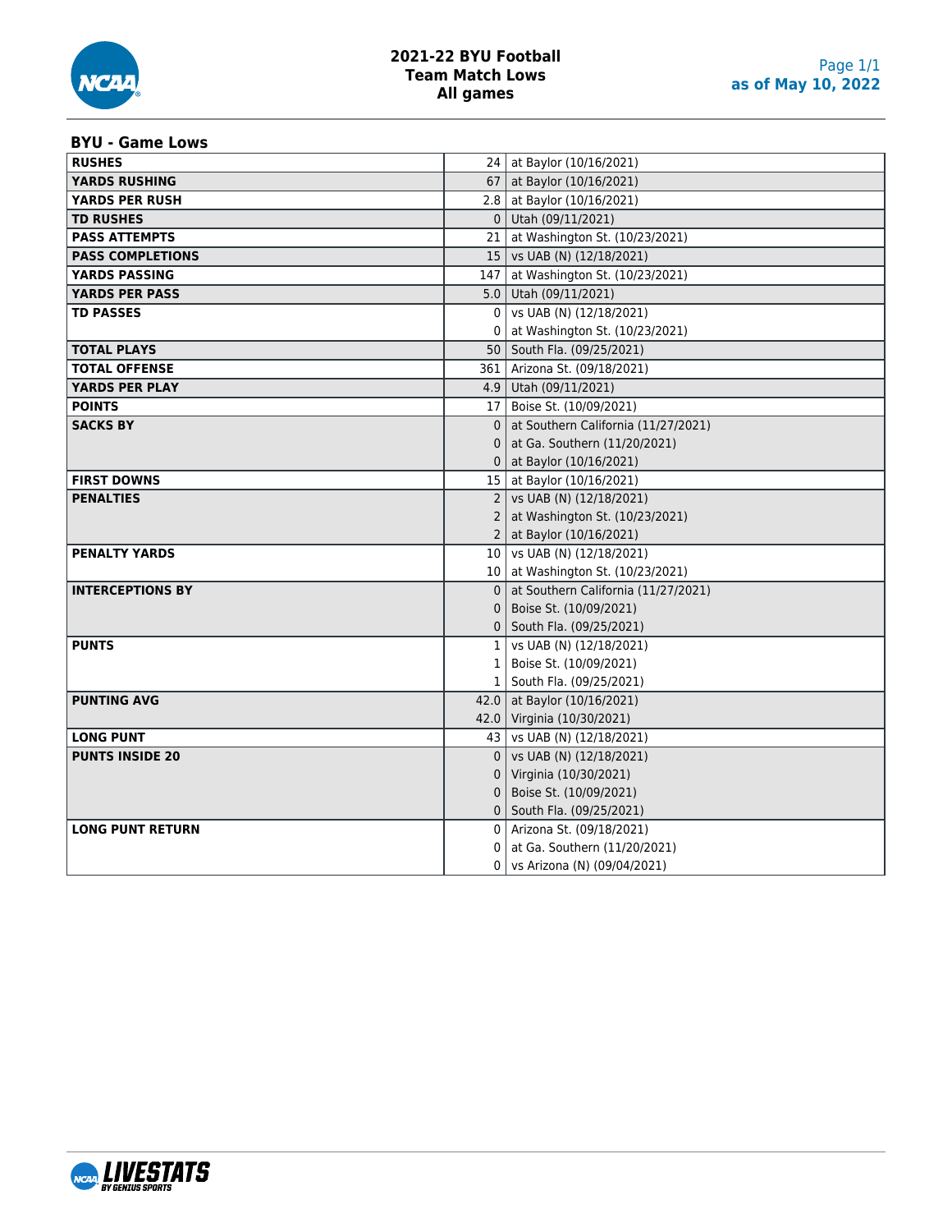# 2021-22 BYU Football
## Team Match Lows
### All games

as of May 10, 2022

## BYU - Game Lows

| Category | Value | Game |
|---|---|---|
| **RUSHES** | 24 | at Baylor (10/16/2021) |
| **YARDS RUSHING** | 67 | at Baylor (10/16/2021) |
| **YARDS PER RUSH** | 2.8 | at Baylor (10/16/2021) |
| **TD RUSHES** | 0 | Utah (09/11/2021) |
| **PASS ATTEMPTS** | 21 | at Washington St. (10/23/2021) |
| **PASS COMPLETIONS** | 15 | vs UAB (N) (12/18/2021) |
| **YARDS PASSING** | 147 | at Washington St. (10/23/2021) |
| **YARDS PER PASS** | 5.0 | Utah (09/11/2021) |
| **TD PASSES** | 0 | vs UAB (N) (12/18/2021) |
| | 0 | at Washington St. (10/23/2021) |
| **TOTAL PLAYS** | 50 | South Fla. (09/25/2021) |
| **TOTAL OFFENSE** | 361 | Arizona St. (09/18/2021) |
| **YARDS PER PLAY** | 4.9 | Utah (09/11/2021) |
| **POINTS** | 17 | Boise St. (10/09/2021) |
| **SACKS BY** | 0 | at Southern California (11/27/2021) |
| | 0 | at Ga. Southern (11/20/2021) |
| | 0 | at Baylor (10/16/2021) |
| **FIRST DOWNS** | 15 | at Baylor (10/16/2021) |
| **PENALTIES** | 2 | vs UAB (N) (12/18/2021) |
| | 2 | at Washington St. (10/23/2021) |
| | 2 | at Baylor (10/16/2021) |
| **PENALTY YARDS** | 10 | vs UAB (N) (12/18/2021) |
| | 10 | at Washington St. (10/23/2021) |
| **INTERCEPTIONS BY** | 0 | at Southern California (11/27/2021) |
| | 0 | Boise St. (10/09/2021) |
| | 0 | South Fla. (09/25/2021) |
| **PUNTS** | 1 | vs UAB (N) (12/18/2021) |
| | 1 | Boise St. (10/09/2021) |
| | 1 | South Fla. (09/25/2021) |
| **PUNTING AVG** | 42.0 | at Baylor (10/16/2021) |
| | 42.0 | Virginia (10/30/2021) |
| **LONG PUNT** | 43 | vs UAB (N) (12/18/2021) |
| **PUNTS INSIDE 20** | 0 | vs UAB (N) (12/18/2021) |
| | 0 | Virginia (10/30/2021) |
| | 0 | Boise St. (10/09/2021) |
| | 0 | South Fla. (09/25/2021) |
| **LONG PUNT RETURN** | 0 | Arizona St. (09/18/2021) |
| | 0 | at Ga. Southern (11/20/2021) |
| | 0 | vs Arizona (N) (09/04/2021) |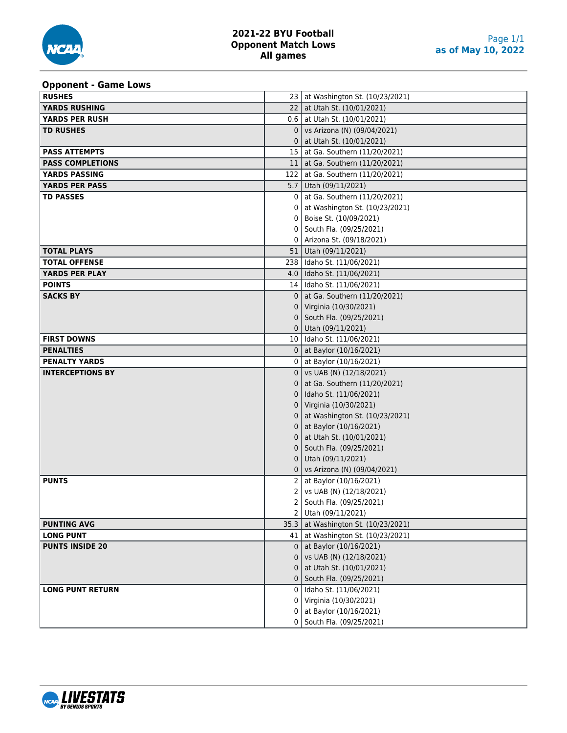# 2021-22 BYU Football
## Opponent Match Lows
### All games

as of May 10, 2022

**Opponent - Game Lows**

| Stat | Value | Game |
|---|---|---|
| **RUSHES** | 23 | at Washington St. (10/23/2021) |
| **YARDS RUSHING** | 22 | at Utah St. (10/01/2021) |
| **YARDS PER RUSH** | 0.6 | at Utah St. (10/01/2021) |
| **TD RUSHES** | 0 | vs Arizona (N) (09/04/2021) |
| | 0 | at Utah St. (10/01/2021) |
| **PASS ATTEMPTS** | 15 | at Ga. Southern (11/20/2021) |
| **PASS COMPLETIONS** | 11 | at Ga. Southern (11/20/2021) |
| **YARDS PASSING** | 122 | at Ga. Southern (11/20/2021) |
| **YARDS PER PASS** | 5.7 | Utah (09/11/2021) |
| **TD PASSES** | 0 | at Ga. Southern (11/20/2021) |
| | 0 | at Washington St. (10/23/2021) |
| | 0 | Boise St. (10/09/2021) |
| | 0 | South Fla. (09/25/2021) |
| | 0 | Arizona St. (09/18/2021) |
| **TOTAL PLAYS** | 51 | Utah (09/11/2021) |
| **TOTAL OFFENSE** | 238 | Idaho St. (11/06/2021) |
| **YARDS PER PLAY** | 4.0 | Idaho St. (11/06/2021) |
| **POINTS** | 14 | Idaho St. (11/06/2021) |
| **SACKS BY** | 0 | at Ga. Southern (11/20/2021) |
| | 0 | Virginia (10/30/2021) |
| | 0 | South Fla. (09/25/2021) |
| | 0 | Utah (09/11/2021) |
| **FIRST DOWNS** | 10 | Idaho St. (11/06/2021) |
| **PENALTIES** | 0 | at Baylor (10/16/2021) |
| **PENALTY YARDS** | 0 | at Baylor (10/16/2021) |
| **INTERCEPTIONS BY** | 0 | vs UAB (N) (12/18/2021) |
| | 0 | at Ga. Southern (11/20/2021) |
| | 0 | Idaho St. (11/06/2021) |
| | 0 | Virginia (10/30/2021) |
| | 0 | at Washington St. (10/23/2021) |
| | 0 | at Baylor (10/16/2021) |
| | 0 | at Utah St. (10/01/2021) |
| | 0 | South Fla. (09/25/2021) |
| | 0 | Utah (09/11/2021) |
| | 0 | vs Arizona (N) (09/04/2021) |
| **PUNTS** | 2 | at Baylor (10/16/2021) |
| | 2 | vs UAB (N) (12/18/2021) |
| | 2 | South Fla. (09/25/2021) |
| | 2 | Utah (09/11/2021) |
| **PUNTING AVG** | 35.3 | at Washington St. (10/23/2021) |
| **LONG PUNT** | 41 | at Washington St. (10/23/2021) |
| **PUNTS INSIDE 20** | 0 | at Baylor (10/16/2021) |
| | 0 | vs UAB (N) (12/18/2021) |
| | 0 | at Utah St. (10/01/2021) |
| | 0 | South Fla. (09/25/2021) |
| **LONG PUNT RETURN** | 0 | Idaho St. (11/06/2021) |
| | 0 | Virginia (10/30/2021) |
| | 0 | at Baylor (10/16/2021) |
| | 0 | South Fla. (09/25/2021) |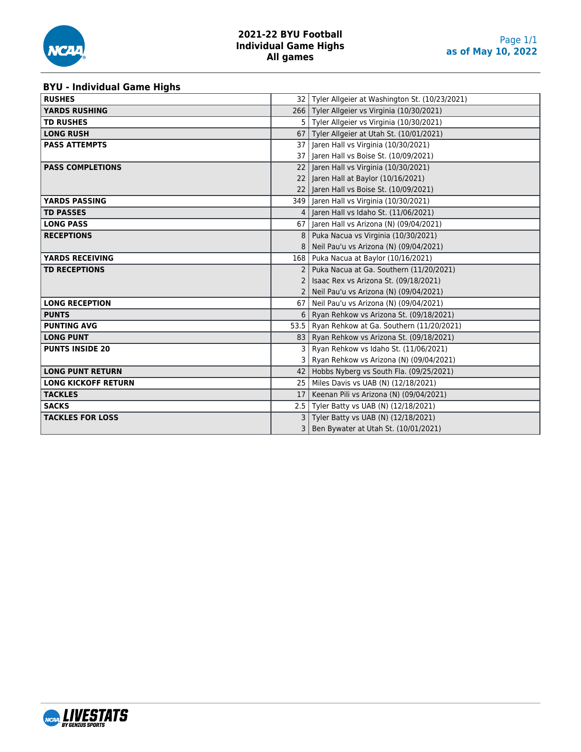# 2021-22 BYU Football
## Individual Game Highs
### All games

as of May 10, 2022

**BYU - Individual Game Highs**

| Category | Value | Player / Game |
|---|---|---|
| **RUSHES** | 32 | Tyler Allgeier at Washington St. (10/23/2021) |
| **YARDS RUSHING** | 266 | Tyler Allgeier vs Virginia (10/30/2021) |
| **TD RUSHES** | 5 | Tyler Allgeier vs Virginia (10/30/2021) |
| **LONG RUSH** | 67 | Tyler Allgeier at Utah St. (10/01/2021) |
| **PASS ATTEMPTS** | 37 | Jaren Hall vs Virginia (10/30/2021) |
| | 37 | Jaren Hall vs Boise St. (10/09/2021) |
| **PASS COMPLETIONS** | 22 | Jaren Hall vs Virginia (10/30/2021) |
| | 22 | Jaren Hall at Baylor (10/16/2021) |
| | 22 | Jaren Hall vs Boise St. (10/09/2021) |
| **YARDS PASSING** | 349 | Jaren Hall vs Virginia (10/30/2021) |
| **TD PASSES** | 4 | Jaren Hall vs Idaho St. (11/06/2021) |
| **LONG PASS** | 67 | Jaren Hall vs Arizona (N) (09/04/2021) |
| **RECEPTIONS** | 8 | Puka Nacua vs Virginia (10/30/2021) |
| | 8 | Neil Pau'u vs Arizona (N) (09/04/2021) |
| **YARDS RECEIVING** | 168 | Puka Nacua at Baylor (10/16/2021) |
| **TD RECEPTIONS** | 2 | Puka Nacua at Ga. Southern (11/20/2021) |
| | 2 | Isaac Rex vs Arizona St. (09/18/2021) |
| | 2 | Neil Pau'u vs Arizona (N) (09/04/2021) |
| **LONG RECEPTION** | 67 | Neil Pau'u vs Arizona (N) (09/04/2021) |
| **PUNTS** | 6 | Ryan Rehkow vs Arizona St. (09/18/2021) |
| **PUNTING AVG** | 53.5 | Ryan Rehkow at Ga. Southern (11/20/2021) |
| **LONG PUNT** | 83 | Ryan Rehkow vs Arizona St. (09/18/2021) |
| **PUNTS INSIDE 20** | 3 | Ryan Rehkow vs Idaho St. (11/06/2021) |
| | 3 | Ryan Rehkow vs Arizona (N) (09/04/2021) |
| **LONG PUNT RETURN** | 42 | Hobbs Nyberg vs South Fla. (09/25/2021) |
| **LONG KICKOFF RETURN** | 25 | Miles Davis vs UAB (N) (12/18/2021) |
| **TACKLES** | 17 | Keenan Pili vs Arizona (N) (09/04/2021) |
| **SACKS** | 2.5 | Tyler Batty vs UAB (N) (12/18/2021) |
| **TACKLES FOR LOSS** | 3 | Tyler Batty vs UAB (N) (12/18/2021) |
| | 3 | Ben Bywater at Utah St. (10/01/2021) |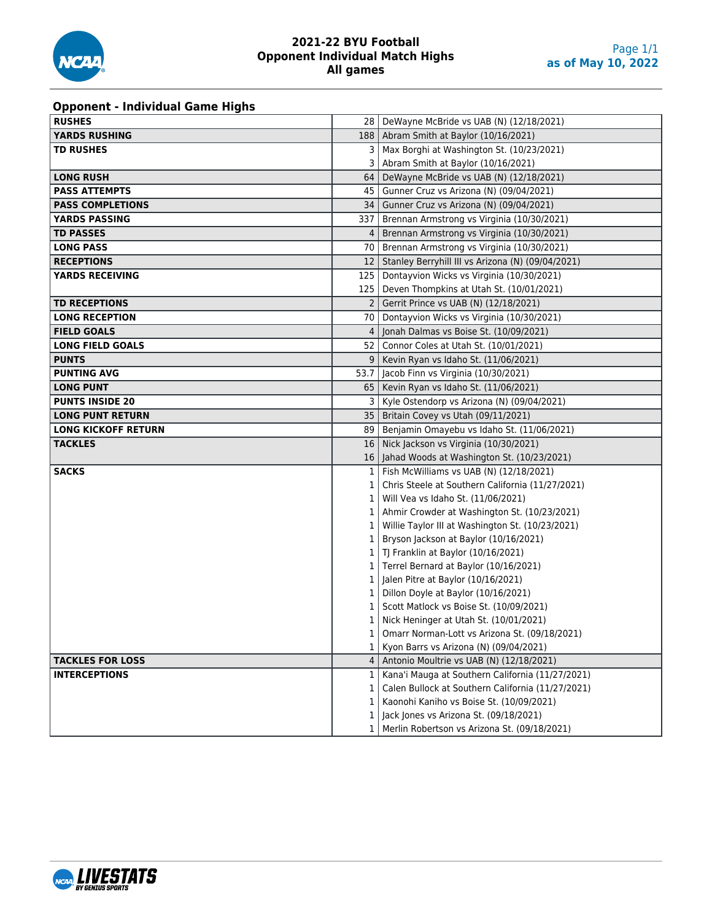# 2021-22 BYU Football
## Opponent Individual Match Highs
## All games

as of May 10, 2022

### Opponent - Individual Game Highs

| Category | Value | Player / Game |
|---|---|---|
| **RUSHES** | 28 | DeWayne McBride vs UAB (N) (12/18/2021) |
| **YARDS RUSHING** | 188 | Abram Smith at Baylor (10/16/2021) |
| **TD RUSHES** | 3 | Max Borghi at Washington St. (10/23/2021) |
| | 3 | Abram Smith at Baylor (10/16/2021) |
| **LONG RUSH** | 64 | DeWayne McBride vs UAB (N) (12/18/2021) |
| **PASS ATTEMPTS** | 45 | Gunner Cruz vs Arizona (N) (09/04/2021) |
| **PASS COMPLETIONS** | 34 | Gunner Cruz vs Arizona (N) (09/04/2021) |
| **YARDS PASSING** | 337 | Brennan Armstrong vs Virginia (10/30/2021) |
| **TD PASSES** | 4 | Brennan Armstrong vs Virginia (10/30/2021) |
| **LONG PASS** | 70 | Brennan Armstrong vs Virginia (10/30/2021) |
| **RECEPTIONS** | 12 | Stanley Berryhill III vs Arizona (N) (09/04/2021) |
| **YARDS RECEIVING** | 125 | Dontayvion Wicks vs Virginia (10/30/2021) |
| | 125 | Deven Thompkins at Utah St. (10/01/2021) |
| **TD RECEPTIONS** | 2 | Gerrit Prince vs UAB (N) (12/18/2021) |
| **LONG RECEPTION** | 70 | Dontayvion Wicks vs Virginia (10/30/2021) |
| **FIELD GOALS** | 4 | Jonah Dalmas vs Boise St. (10/09/2021) |
| **LONG FIELD GOALS** | 52 | Connor Coles at Utah St. (10/01/2021) |
| **PUNTS** | 9 | Kevin Ryan vs Idaho St. (11/06/2021) |
| **PUNTING AVG** | 53.7 | Jacob Finn vs Virginia (10/30/2021) |
| **LONG PUNT** | 65 | Kevin Ryan vs Idaho St. (11/06/2021) |
| **PUNTS INSIDE 20** | 3 | Kyle Ostendorp vs Arizona (N) (09/04/2021) |
| **LONG PUNT RETURN** | 35 | Britain Covey vs Utah (09/11/2021) |
| **LONG KICKOFF RETURN** | 89 | Benjamin Omayebu vs Idaho St. (11/06/2021) |
| **TACKLES** | 16 | Nick Jackson vs Virginia (10/30/2021) |
| | 16 | Jahad Woods at Washington St. (10/23/2021) |
| **SACKS** | 1 | Fish McWilliams vs UAB (N) (12/18/2021) |
| | 1 | Chris Steele at Southern California (11/27/2021) |
| | 1 | Will Vea vs Idaho St. (11/06/2021) |
| | 1 | Ahmir Crowder at Washington St. (10/23/2021) |
| | 1 | Willie Taylor III at Washington St. (10/23/2021) |
| | 1 | Bryson Jackson at Baylor (10/16/2021) |
| | 1 | TJ Franklin at Baylor (10/16/2021) |
| | 1 | Terrel Bernard at Baylor (10/16/2021) |
| | 1 | Jalen Pitre at Baylor (10/16/2021) |
| | 1 | Dillon Doyle at Baylor (10/16/2021) |
| | 1 | Scott Matlock vs Boise St. (10/09/2021) |
| | 1 | Nick Heninger at Utah St. (10/01/2021) |
| | 1 | Omarr Norman-Lott vs Arizona St. (09/18/2021) |
| | 1 | Kyon Barrs vs Arizona (N) (09/04/2021) |
| **TACKLES FOR LOSS** | 4 | Antonio Moultrie vs UAB (N) (12/18/2021) |
| **INTERCEPTIONS** | 1 | Kana'i Mauga at Southern California (11/27/2021) |
| | 1 | Calen Bullock at Southern California (11/27/2021) |
| | 1 | Kaonohi Kaniho vs Boise St. (10/09/2021) |
| | 1 | Jack Jones vs Arizona St. (09/18/2021) |
| | 1 | Merlin Robertson vs Arizona St. (09/18/2021) |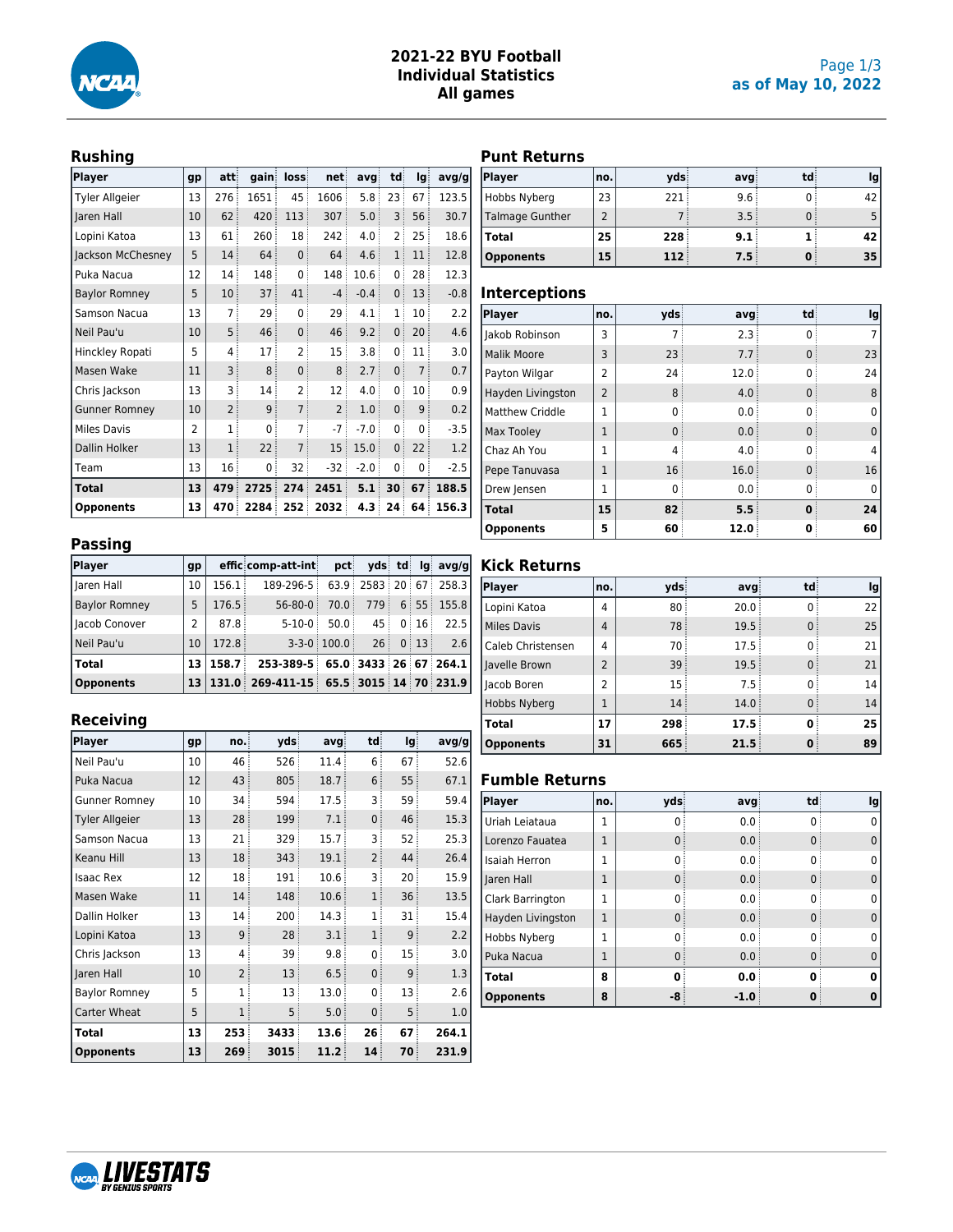# 2021-22 BYU Football
## Individual Statistics
### All games

as of May 10, 2022

## Rushing

| Player | gp | att | gain | loss | net | avg | td | lg | avg/g |
|---|---|---|---|---|---|---|---|---|---|
| Tyler Allgeier | 13 | 276 | 1651 | 45 | 1606 | 5.8 | 23 | 67 | 123.5 |
| Jaren Hall | 10 | 62 | 420 | 113 | 307 | 5.0 | 3 | 56 | 30.7 |
| Lopini Katoa | 13 | 61 | 260 | 18 | 242 | 4.0 | 2 | 25 | 18.6 |
| Jackson McChesney | 5 | 14 | 64 | 0 | 64 | 4.6 | 1 | 11 | 12.8 |
| Puka Nacua | 12 | 14 | 148 | 0 | 148 | 10.6 | 0 | 28 | 12.3 |
| Baylor Romney | 5 | 10 | 37 | 41 | -4 | -0.4 | 0 | 13 | -0.8 |
| Samson Nacua | 13 | 7 | 29 | 0 | 29 | 4.1 | 1 | 10 | 2.2 |
| Neil Pau'u | 10 | 5 | 46 | 0 | 46 | 9.2 | 0 | 20 | 4.6 |
| Hinckley Ropati | 5 | 4 | 17 | 2 | 15 | 3.8 | 0 | 11 | 3.0 |
| Masen Wake | 11 | 3 | 8 | 0 | 8 | 2.7 | 0 | 7 | 0.7 |
| Chris Jackson | 13 | 3 | 14 | 2 | 12 | 4.0 | 0 | 10 | 0.9 |
| Gunner Romney | 10 | 2 | 9 | 7 | 2 | 1.0 | 0 | 9 | 0.2 |
| Miles Davis | 2 | 1 | 0 | 7 | -7 | -7.0 | 0 | 0 | -3.5 |
| Dallin Holker | 13 | 1 | 22 | 7 | 15 | 15.0 | 0 | 22 | 1.2 |
| Team | 13 | 16 | 0 | 32 | -32 | -2.0 | 0 | 0 | -2.5 |
| **Total** | **13** | **479** | **2725** | **274** | **2451** | **5.1** | **30** | **67** | **188.5** |
| **Opponents** | **13** | **470** | **2284** | **252** | **2032** | **4.3** | **24** | **64** | **156.3** |

## Passing

| Player | gp | effic | comp-att-int | pct | yds | td | lg | avg/g |
|---|---|---|---|---|---|---|---|---|
| Jaren Hall | 10 | 156.1 | 189-296-5 | 63.9 | 2583 | 20 | 67 | 258.3 |
| Baylor Romney | 5 | 176.5 | 56-80-0 | 70.0 | 779 | 6 | 55 | 155.8 |
| Jacob Conover | 2 | 87.8 | 5-10-0 | 50.0 | 45 | 0 | 16 | 22.5 |
| Neil Pau'u | 10 | 172.8 | 3-3-0 | 100.0 | 26 | 0 | 13 | 2.6 |
| **Total** | **13** | **158.7** | **253-389-5** | **65.0** | **3433** | **26** | **67** | **264.1** |
| **Opponents** | **13** | **131.0** | **269-411-15** | **65.5** | **3015** | **14** | **70** | **231.9** |

## Receiving

| Player | gp | no. | yds | avg | td | lg | avg/g |
|---|---|---|---|---|---|---|---|
| Neil Pau'u | 10 | 46 | 526 | 11.4 | 6 | 67 | 52.6 |
| Puka Nacua | 12 | 43 | 805 | 18.7 | 6 | 55 | 67.1 |
| Gunner Romney | 10 | 34 | 594 | 17.5 | 3 | 59 | 59.4 |
| Tyler Allgeier | 13 | 28 | 199 | 7.1 | 0 | 46 | 15.3 |
| Samson Nacua | 13 | 21 | 329 | 15.7 | 3 | 52 | 25.3 |
| Keanu Hill | 13 | 18 | 343 | 19.1 | 2 | 44 | 26.4 |
| Isaac Rex | 12 | 18 | 191 | 10.6 | 3 | 20 | 15.9 |
| Masen Wake | 11 | 14 | 148 | 10.6 | 1 | 36 | 13.5 |
| Dallin Holker | 13 | 14 | 200 | 14.3 | 1 | 31 | 15.4 |
| Lopini Katoa | 13 | 9 | 28 | 3.1 | 1 | 9 | 2.2 |
| Chris Jackson | 13 | 4 | 39 | 9.8 | 0 | 15 | 3.0 |
| Jaren Hall | 10 | 2 | 13 | 6.5 | 0 | 9 | 1.3 |
| Baylor Romney | 5 | 1 | 13 | 13.0 | 0 | 13 | 2.6 |
| Carter Wheat | 5 | 1 | 5 | 5.0 | 0 | 5 | 1.0 |
| **Total** | **13** | **253** | **3433** | **13.6** | **26** | **67** | **264.1** |
| **Opponents** | **13** | **269** | **3015** | **11.2** | **14** | **70** | **231.9** |

## Punt Returns

| Player | no. | yds | avg | td | lg |
|---|---|---|---|---|---|
| Hobbs Nyberg | 23 | 221 | 9.6 | 0 | 42 |
| Talmage Gunther | 2 | 7 | 3.5 | 0 | 5 |
| **Total** | **25** | **228** | **9.1** | **1** | **42** |
| **Opponents** | **15** | **112** | **7.5** | **0** | **35** |

## Interceptions

| Player | no. | yds | avg | td | lg |
|---|---|---|---|---|---|
| Jakob Robinson | 3 | 7 | 2.3 | 0 | 7 |
| Malik Moore | 3 | 23 | 7.7 | 0 | 23 |
| Payton Wilgar | 2 | 24 | 12.0 | 0 | 24 |
| Hayden Livingston | 2 | 8 | 4.0 | 0 | 8 |
| Matthew Criddle | 1 | 0 | 0.0 | 0 | 0 |
| Max Tooley | 1 | 0 | 0.0 | 0 | 0 |
| Chaz Ah You | 1 | 4 | 4.0 | 0 | 4 |
| Pepe Tanuvasa | 1 | 16 | 16.0 | 0 | 16 |
| Drew Jensen | 1 | 0 | 0.0 | 0 | 0 |
| **Total** | **15** | **82** | **5.5** | **0** | **24** |
| **Opponents** | **5** | **60** | **12.0** | **0** | **60** |

## Kick Returns

| Player | no. | yds | avg | td | lg |
|---|---|---|---|---|---|
| Lopini Katoa | 4 | 80 | 20.0 | 0 | 22 |
| Miles Davis | 4 | 78 | 19.5 | 0 | 25 |
| Caleb Christensen | 4 | 70 | 17.5 | 0 | 21 |
| Javelle Brown | 2 | 39 | 19.5 | 0 | 21 |
| Jacob Boren | 2 | 15 | 7.5 | 0 | 14 |
| Hobbs Nyberg | 1 | 14 | 14.0 | 0 | 14 |
| **Total** | **17** | **298** | **17.5** | **0** | **25** |
| **Opponents** | **31** | **665** | **21.5** | **0** | **89** |

## Fumble Returns

| Player | no. | yds | avg | td | lg |
|---|---|---|---|---|---|
| Uriah Leiataua | 1 | 0 | 0.0 | 0 | 0 |
| Lorenzo Fauatea | 1 | 0 | 0.0 | 0 | 0 |
| Isaiah Herron | 1 | 0 | 0.0 | 0 | 0 |
| Jaren Hall | 1 | 0 | 0.0 | 0 | 0 |
| Clark Barrington | 1 | 0 | 0.0 | 0 | 0 |
| Hayden Livingston | 1 | 0 | 0.0 | 0 | 0 |
| Hobbs Nyberg | 1 | 0 | 0.0 | 0 | 0 |
| Puka Nacua | 1 | 0 | 0.0 | 0 | 0 |
| **Total** | **8** | **0** | **0.0** | **0** | **0** |
| **Opponents** | **8** | **-8** | **-1.0** | **0** | **0** |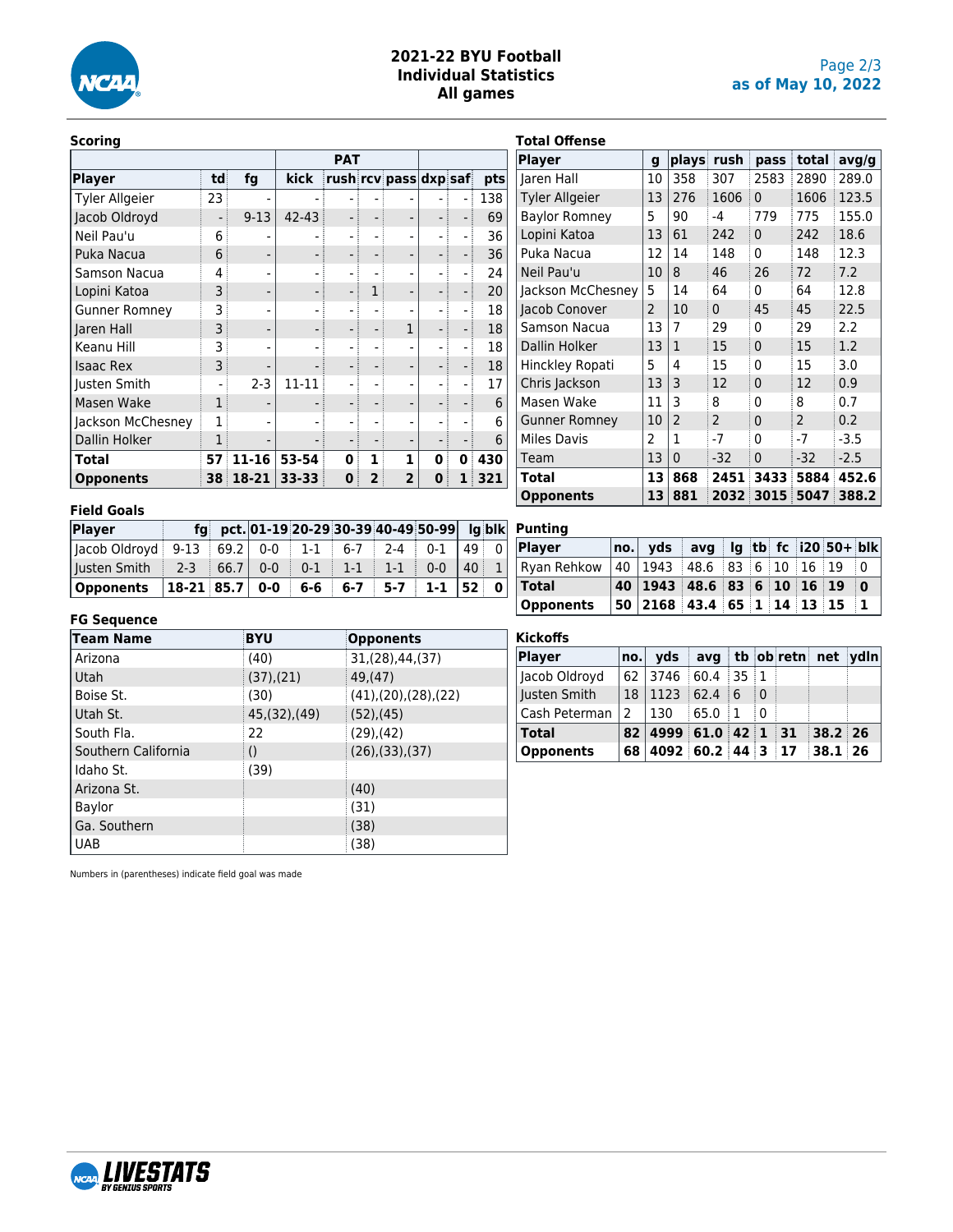# 2021-22 BYU Football
## Individual Statistics
### All games

as of May 10, 2022

### Scoring

| | | | PAT | | | | | | |
|---|---|---|---|---|---|---|---|---|---|
| Player | td | fg | kick | rush | rcv | pass | dxp | saf | pts |
| Tyler Allgeier | 23 | - | - | - | - | - | - | - | 138 |
| Jacob Oldroyd | - | 9-13 | 42-43 | - | - | - | - | - | 69 |
| Neil Pau'u | 6 | - | - | - | - | - | - | - | 36 |
| Puka Nacua | 6 | - | - | - | - | - | - | - | 36 |
| Samson Nacua | 4 | - | - | - | - | - | - | - | 24 |
| Lopini Katoa | 3 | - | - | - | 1 | - | - | - | 20 |
| Gunner Romney | 3 | - | - | - | - | - | - | - | 18 |
| Jaren Hall | 3 | - | - | - | - | 1 | - | - | 18 |
| Keanu Hill | 3 | - | - | - | - | - | - | - | 18 |
| Isaac Rex | 3 | - | - | - | - | - | - | - | 18 |
| Justen Smith | - | 2-3 | 11-11 | - | - | - | - | - | 17 |
| Masen Wake | 1 | - | - | - | - | - | - | - | 6 |
| Jackson McChesney | 1 | - | - | - | - | - | - | - | 6 |
| Dallin Holker | 1 | - | - | - | - | - | - | - | 6 |
| **Total** | **57** | **11-16** | **53-54** | **0** | **1** | **1** | **0** | **0** | **430** |
| **Opponents** | **38** | **18-21** | **33-33** | **0** | **2** | **2** | **0** | **1** | **321** |

### Field Goals

| Player | fg | pct. | 01-19 | 20-29 | 30-39 | 40-49 | 50-99 | lg | blk |
|---|---|---|---|---|---|---|---|---|---|
| Jacob Oldroyd | 9-13 | 69.2 | 0-0 | 1-1 | 6-7 | 2-4 | 0-1 | 49 | 0 |
| Justen Smith | 2-3 | 66.7 | 0-0 | 0-1 | 1-1 | 1-1 | 0-0 | 40 | 1 |
| **Opponents** | **18-21** | **85.7** | **0-0** | **6-6** | **6-7** | **5-7** | **1-1** | **52** | **0** |

### FG Sequence

| Team Name | BYU | Opponents |
|---|---|---|
| Arizona | (40) | 31,(28),44,(37) |
| Utah | (37),(21) | 49,(47) |
| Boise St. | (30) | (41),(20),(28),(22) |
| Utah St. | 45,(32),(49) | (52),(45) |
| South Fla. | 22 | (29),(42) |
| Southern California | () | (26),(33),(37) |
| Idaho St. | (39) | |
| Arizona St. | | (40) |
| Baylor | | (31) |
| Ga. Southern | | (38) |
| UAB | | (38) |

Numbers in (parentheses) indicate field goal was made

### Total Offense

| Player | g | plays | rush | pass | total | avg/g |
|---|---|---|---|---|---|---|
| Jaren Hall | 10 | 358 | 307 | 2583 | 2890 | 289.0 |
| Tyler Allgeier | 13 | 276 | 1606 | 0 | 1606 | 123.5 |
| Baylor Romney | 5 | 90 | -4 | 779 | 775 | 155.0 |
| Lopini Katoa | 13 | 61 | 242 | 0 | 242 | 18.6 |
| Puka Nacua | 12 | 14 | 148 | 0 | 148 | 12.3 |
| Neil Pau'u | 10 | 8 | 46 | 26 | 72 | 7.2 |
| Jackson McChesney | 5 | 14 | 64 | 0 | 64 | 12.8 |
| Jacob Conover | 2 | 10 | 0 | 45 | 45 | 22.5 |
| Samson Nacua | 13 | 7 | 29 | 0 | 29 | 2.2 |
| Dallin Holker | 13 | 1 | 15 | 0 | 15 | 1.2 |
| Hinckley Ropati | 5 | 4 | 15 | 0 | 15 | 3.0 |
| Chris Jackson | 13 | 3 | 12 | 0 | 12 | 0.9 |
| Masen Wake | 11 | 3 | 8 | 0 | 8 | 0.7 |
| Gunner Romney | 10 | 2 | 2 | 0 | 2 | 0.2 |
| Miles Davis | 2 | 1 | -7 | 0 | -7 | -3.5 |
| Team | 13 | 0 | -32 | 0 | -32 | -2.5 |
| **Total** | **13** | **868** | **2451** | **3433** | **5884** | **452.6** |
| **Opponents** | **13** | **881** | **2032** | **3015** | **5047** | **388.2** |

### Punting

| Player | no. | yds | avg | lg | tb | fc | i20 | 50+ | blk |
|---|---|---|---|---|---|---|---|---|---|
| Ryan Rehkow | 40 | 1943 | 48.6 | 83 | 6 | 10 | 16 | 19 | 0 |
| **Total** | **40** | **1943** | **48.6** | **83** | **6** | **10** | **16** | **19** | **0** |
| **Opponents** | **50** | **2168** | **43.4** | **65** | **1** | **14** | **13** | **15** | **1** |

### Kickoffs

| Player | no. | yds | avg | tb | ob | retn | net | ydln |
|---|---|---|---|---|---|---|---|---|
| Jacob Oldroyd | 62 | 3746 | 60.4 | 35 | 1 | | | |
| Justen Smith | 18 | 1123 | 62.4 | 6 | 0 | | | |
| Cash Peterman | 2 | 130 | 65.0 | 1 | 0 | | | |
| **Total** | **82** | **4999** | **61.0** | **42** | **1** | **31** | **38.2** | **26** |
| **Opponents** | **68** | **4092** | **60.2** | **44** | **3** | **17** | **38.1** | **26** |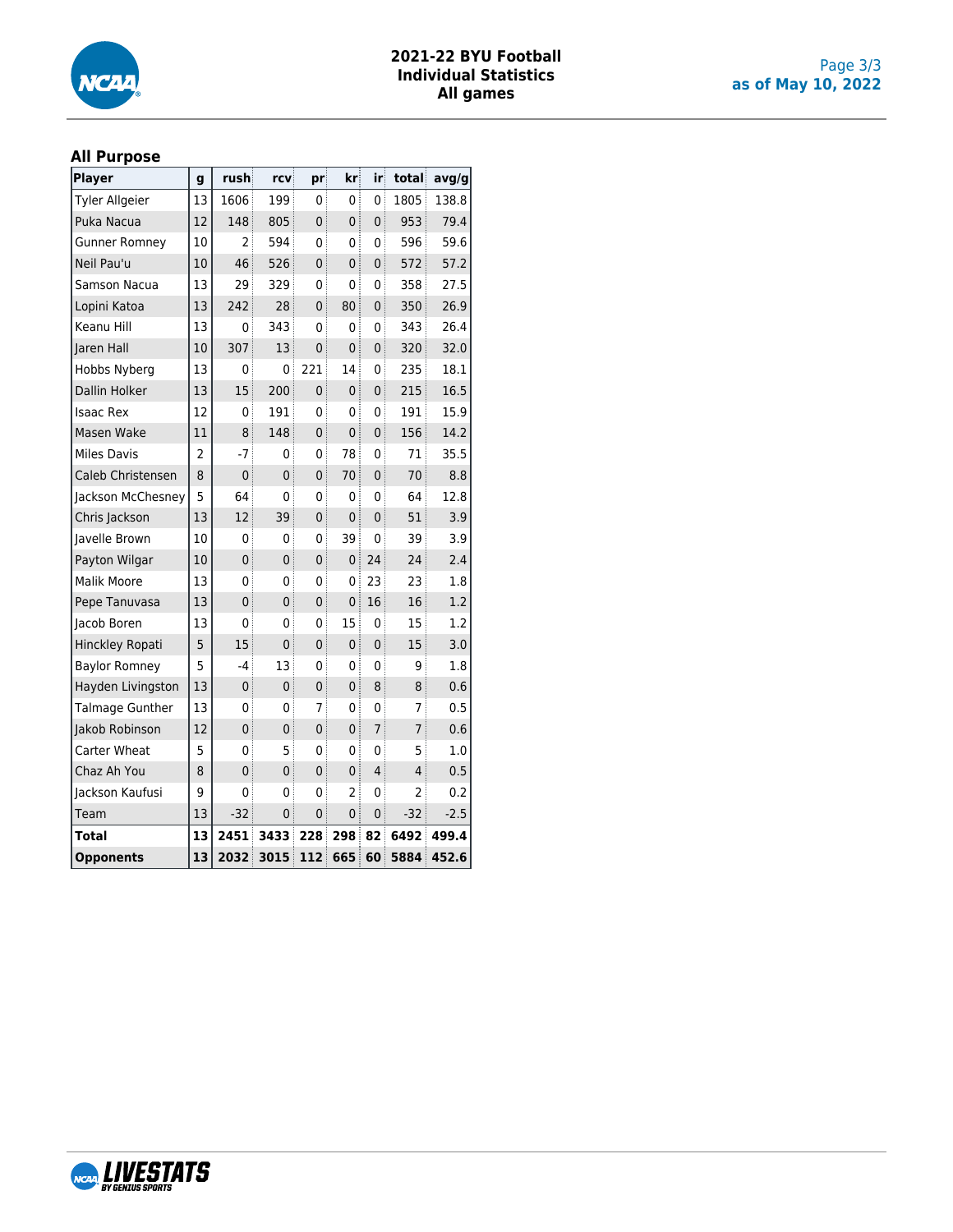# 2021-22 BYU Football
## Individual Statistics
## All games

as of May 10, 2022

### All Purpose

| Player | g | rush | rcv | pr | kr | ir | total | avg/g |
|---|---|---|---|---|---|---|---|---|
| Tyler Allgeier | 13 | 1606 | 199 | 0 | 0 | 0 | 1805 | 138.8 |
| Puka Nacua | 12 | 148 | 805 | 0 | 0 | 0 | 953 | 79.4 |
| Gunner Romney | 10 | 2 | 594 | 0 | 0 | 0 | 596 | 59.6 |
| Neil Pau'u | 10 | 46 | 526 | 0 | 0 | 0 | 572 | 57.2 |
| Samson Nacua | 13 | 29 | 329 | 0 | 0 | 0 | 358 | 27.5 |
| Lopini Katoa | 13 | 242 | 28 | 0 | 80 | 0 | 350 | 26.9 |
| Keanu Hill | 13 | 0 | 343 | 0 | 0 | 0 | 343 | 26.4 |
| Jaren Hall | 10 | 307 | 13 | 0 | 0 | 0 | 320 | 32.0 |
| Hobbs Nyberg | 13 | 0 | 0 | 221 | 14 | 0 | 235 | 18.1 |
| Dallin Holker | 13 | 15 | 200 | 0 | 0 | 0 | 215 | 16.5 |
| Isaac Rex | 12 | 0 | 191 | 0 | 0 | 0 | 191 | 15.9 |
| Masen Wake | 11 | 8 | 148 | 0 | 0 | 0 | 156 | 14.2 |
| Miles Davis | 2 | -7 | 0 | 0 | 78 | 0 | 71 | 35.5 |
| Caleb Christensen | 8 | 0 | 0 | 0 | 70 | 0 | 70 | 8.8 |
| Jackson McChesney | 5 | 64 | 0 | 0 | 0 | 0 | 64 | 12.8 |
| Chris Jackson | 13 | 12 | 39 | 0 | 0 | 0 | 51 | 3.9 |
| Javelle Brown | 10 | 0 | 0 | 0 | 39 | 0 | 39 | 3.9 |
| Payton Wilgar | 10 | 0 | 0 | 0 | 0 | 24 | 24 | 2.4 |
| Malik Moore | 13 | 0 | 0 | 0 | 0 | 23 | 23 | 1.8 |
| Pepe Tanuvasa | 13 | 0 | 0 | 0 | 0 | 16 | 16 | 1.2 |
| Jacob Boren | 13 | 0 | 0 | 0 | 15 | 0 | 15 | 1.2 |
| Hinckley Ropati | 5 | 15 | 0 | 0 | 0 | 0 | 15 | 3.0 |
| Baylor Romney | 5 | -4 | 13 | 0 | 0 | 0 | 9 | 1.8 |
| Hayden Livingston | 13 | 0 | 0 | 0 | 0 | 8 | 8 | 0.6 |
| Talmage Gunther | 13 | 0 | 0 | 7 | 0 | 0 | 7 | 0.5 |
| Jakob Robinson | 12 | 0 | 0 | 0 | 0 | 7 | 7 | 0.6 |
| Carter Wheat | 5 | 0 | 5 | 0 | 0 | 0 | 5 | 1.0 |
| Chaz Ah You | 8 | 0 | 0 | 0 | 0 | 4 | 4 | 0.5 |
| Jackson Kaufusi | 9 | 0 | 0 | 0 | 2 | 0 | 2 | 0.2 |
| Team | 13 | -32 | 0 | 0 | 0 | 0 | -32 | -2.5 |
| **Total** | **13** | **2451** | **3433** | **228** | **298** | **82** | **6492** | **499.4** |
| **Opponents** | **13** | **2032** | **3015** | **112** | **665** | **60** | **5884** | **452.6** |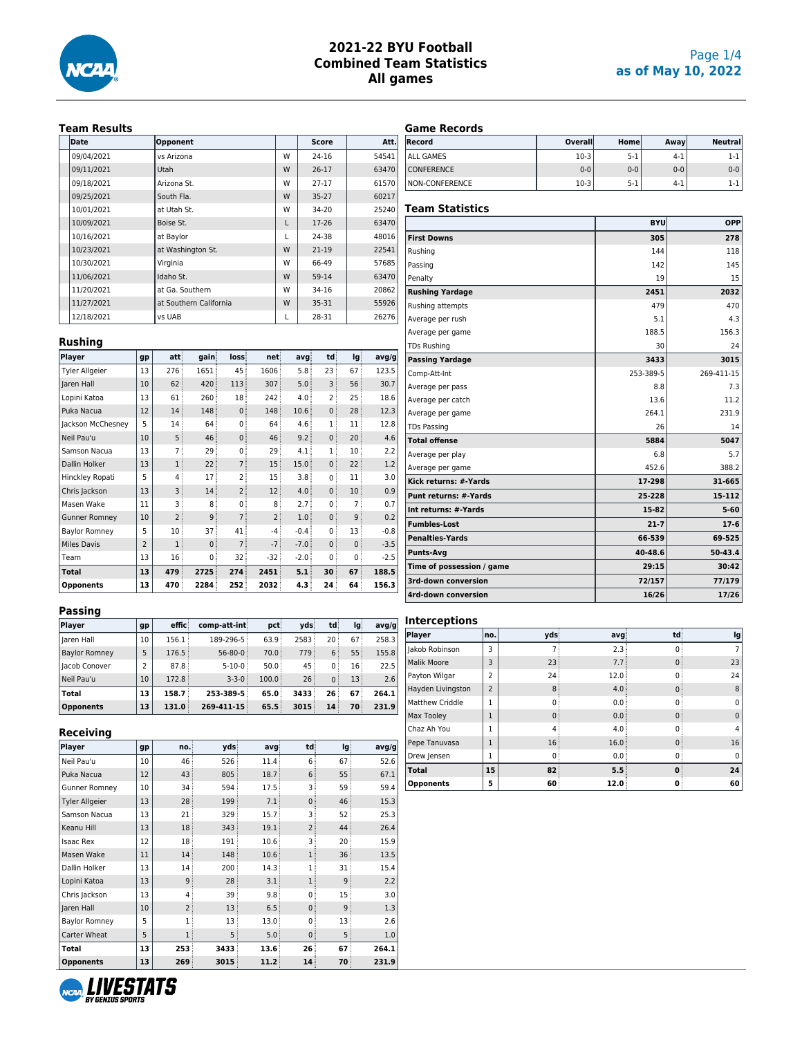# 2021-22 BYU Football
## Combined Team Statistics
## All games

Page 1/4
as of May 10, 2022

### Team Results

| Date | Opponent | | Score | Att. |
|---|---|---|---|---|
| 09/04/2021 | vs Arizona | W | 24-16 | 54541 |
| 09/11/2021 | Utah | W | 26-17 | 63470 |
| 09/18/2021 | Arizona St. | W | 27-17 | 61570 |
| 09/25/2021 | South Fla. | W | 35-27 | 60217 |
| 10/01/2021 | at Utah St. | W | 34-20 | 25240 |
| 10/09/2021 | Boise St. | L | 17-26 | 63470 |
| 10/16/2021 | at Baylor | L | 24-38 | 48016 |
| 10/23/2021 | at Washington St. | W | 21-19 | 22541 |
| 10/30/2021 | Virginia | W | 66-49 | 57685 |
| 11/06/2021 | Idaho St. | W | 59-14 | 63470 |
| 11/20/2021 | at Ga. Southern | W | 34-16 | 20862 |
| 11/27/2021 | at Southern California | W | 35-31 | 55926 |
| 12/18/2021 | vs UAB | L | 28-31 | 26276 |

### Game Records

| Record | Overall | Home | Away | Neutral |
|---|---|---|---|---|
| ALL GAMES | 10-3 | 5-1 | 4-1 | 1-1 |
| CONFERENCE | 0-0 | 0-0 | 0-0 | 0-0 |
| NON-CONFERENCE | 10-3 | 5-1 | 4-1 | 1-1 |

### Team Statistics

| | BYU | OPP |
|---|---|---|
| **First Downs** | **305** | **278** |
| Rushing | 144 | 118 |
| Passing | 142 | 145 |
| Penalty | 19 | 15 |
| **Rushing Yardage** | **2451** | **2032** |
| Rushing attempts | 479 | 470 |
| Average per rush | 5.1 | 4.3 |
| Average per game | 188.5 | 156.3 |
| TDs Rushing | 30 | 24 |
| **Passing Yardage** | **3433** | **3015** |
| Comp-Att-Int | 253-389-5 | 269-411-15 |
| Average per pass | 8.8 | 7.3 |
| Average per catch | 13.6 | 11.2 |
| Average per game | 264.1 | 231.9 |
| TDs Passing | 26 | 14 |
| **Total offense** | **5884** | **5047** |
| Average per play | 6.8 | 5.7 |
| Average per game | 452.6 | 388.2 |
| **Kick returns: #-Yards** | **17-298** | **31-665** |
| **Punt returns: #-Yards** | **25-228** | **15-112** |
| **Int returns: #-Yards** | **15-82** | **5-60** |
| **Fumbles-Lost** | **21-7** | **17-6** |
| **Penalties-Yards** | **66-539** | **69-525** |
| **Punts-Avg** | **40-48.6** | **50-43.4** |
| **Time of possession / game** | **29:15** | **30:42** |
| **3rd-down conversion** | **72/157** | **77/179** |
| **4rd-down conversion** | **16/26** | **17/26** |

### Rushing

| Player | gp | att | gain | loss | net | avg | td | lg | avg/g |
|---|---|---|---|---|---|---|---|---|---|
| Tyler Allgeier | 13 | 276 | 1651 | 45 | 1606 | 5.8 | 23 | 67 | 123.5 |
| Jaren Hall | 10 | 62 | 420 | 113 | 307 | 5.0 | 3 | 56 | 30.7 |
| Lopini Katoa | 13 | 61 | 260 | 18 | 242 | 4.0 | 2 | 25 | 18.6 |
| Puka Nacua | 12 | 14 | 148 | 0 | 148 | 10.6 | 0 | 28 | 12.3 |
| Jackson McChesney | 5 | 14 | 64 | 0 | 64 | 4.6 | 1 | 11 | 12.8 |
| Neil Pau'u | 10 | 5 | 46 | 0 | 46 | 9.2 | 0 | 20 | 4.6 |
| Samson Nacua | 13 | 7 | 29 | 0 | 29 | 4.1 | 1 | 10 | 2.2 |
| Dallin Holker | 13 | 1 | 22 | 7 | 15 | 15.0 | 0 | 22 | 1.2 |
| Hinckley Ropati | 5 | 4 | 17 | 2 | 15 | 3.8 | 0 | 11 | 3.0 |
| Chris Jackson | 13 | 3 | 14 | 2 | 12 | 4.0 | 0 | 10 | 0.9 |
| Masen Wake | 11 | 3 | 8 | 0 | 8 | 2.7 | 0 | 7 | 0.7 |
| Gunner Romney | 10 | 2 | 9 | 7 | 2 | 1.0 | 0 | 9 | 0.2 |
| Baylor Romney | 5 | 10 | 37 | 41 | -4 | -0.4 | 0 | 13 | -0.8 |
| Miles Davis | 2 | 1 | 0 | 7 | -7 | -7.0 | 0 | 0 | -3.5 |
| Team | 13 | 16 | 0 | 32 | -32 | -2.0 | 0 | 0 | -2.5 |
| **Total** | **13** | **479** | **2725** | **274** | **2451** | **5.1** | **30** | **67** | **188.5** |
| **Opponents** | **13** | **470** | **2284** | **252** | **2032** | **4.3** | **24** | **64** | **156.3** |

### Passing

| Player | gp | effic | comp-att-int | pct | yds | td | lg | avg/g |
|---|---|---|---|---|---|---|---|---|
| Jaren Hall | 10 | 156.1 | 189-296-5 | 63.9 | 2583 | 20 | 67 | 258.3 |
| Baylor Romney | 5 | 176.5 | 56-80-0 | 70.0 | 779 | 6 | 55 | 155.8 |
| Jacob Conover | 2 | 87.8 | 5-10-0 | 50.0 | 45 | 0 | 16 | 22.5 |
| Neil Pau'u | 10 | 172.8 | 3-3-0 | 100.0 | 26 | 0 | 13 | 2.6 |
| **Total** | **13** | **158.7** | **253-389-5** | **65.0** | **3433** | **26** | **67** | **264.1** |
| **Opponents** | **13** | **131.0** | **269-411-15** | **65.5** | **3015** | **14** | **70** | **231.9** |

### Interceptions

| Player | no. | yds | avg | td | lg |
|---|---|---|---|---|---|
| Jakob Robinson | 3 | 7 | 2.3 | 0 | 7 |
| Malik Moore | 3 | 23 | 7.7 | 0 | 23 |
| Payton Wilgar | 2 | 24 | 12.0 | 0 | 24 |
| Hayden Livingston | 2 | 8 | 4.0 | 0 | 8 |
| Matthew Criddle | 1 | 0 | 0.0 | 0 | 0 |
| Max Tooley | 1 | 0 | 0.0 | 0 | 0 |
| Chaz Ah You | 1 | 4 | 4.0 | 0 | 4 |
| Pepe Tanuvasa | 1 | 16 | 16.0 | 0 | 16 |
| Drew Jensen | 1 | 0 | 0.0 | 0 | 0 |
| **Total** | **15** | **82** | **5.5** | **0** | **24** |
| **Opponents** | **5** | **60** | **12.0** | **0** | **60** |

### Receiving

| Player | gp | no. | yds | avg | td | lg | avg/g |
|---|---|---|---|---|---|---|---|
| Neil Pau'u | 10 | 46 | 526 | 11.4 | 6 | 67 | 52.6 |
| Puka Nacua | 12 | 43 | 805 | 18.7 | 6 | 55 | 67.1 |
| Gunner Romney | 10 | 34 | 594 | 17.5 | 3 | 59 | 59.4 |
| Tyler Allgeier | 13 | 28 | 199 | 7.1 | 0 | 46 | 15.3 |
| Samson Nacua | 13 | 21 | 329 | 15.7 | 3 | 52 | 25.3 |
| Keanu Hill | 13 | 18 | 343 | 19.1 | 2 | 44 | 26.4 |
| Isaac Rex | 12 | 18 | 191 | 10.6 | 3 | 20 | 15.9 |
| Masen Wake | 11 | 14 | 148 | 10.6 | 1 | 36 | 13.5 |
| Dallin Holker | 13 | 14 | 200 | 14.3 | 1 | 31 | 15.4 |
| Lopini Katoa | 13 | 9 | 28 | 3.1 | 1 | 9 | 2.2 |
| Chris Jackson | 13 | 4 | 39 | 9.8 | 0 | 15 | 3.0 |
| Jaren Hall | 10 | 2 | 13 | 6.5 | 0 | 9 | 1.3 |
| Baylor Romney | 5 | 1 | 13 | 13.0 | 0 | 13 | 2.6 |
| Carter Wheat | 5 | 1 | 5 | 5.0 | 0 | 5 | 1.0 |
| **Total** | **13** | **253** | **3433** | **13.6** | **26** | **67** | **264.1** |
| **Opponents** | **13** | **269** | **3015** | **11.2** | **14** | **70** | **231.9** |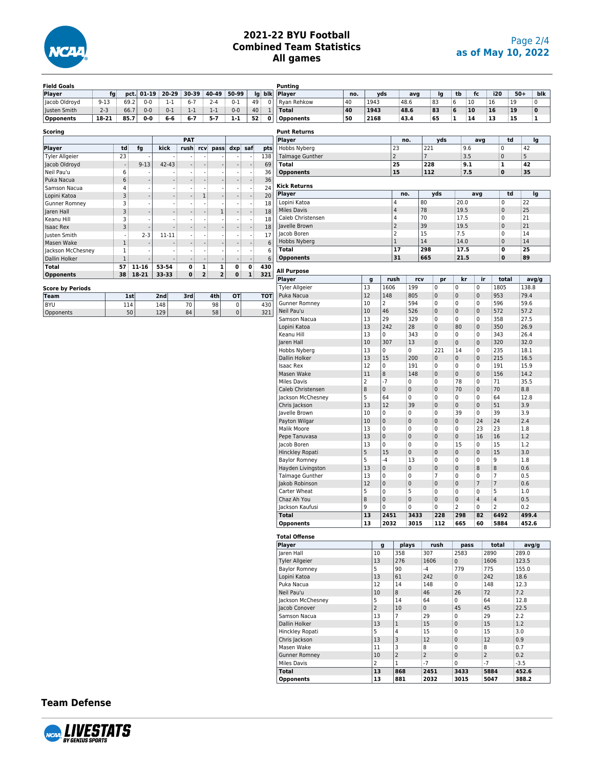# 2021-22 BYU Football
## Combined Team Statistics
## All games

as of May 10, 2022

### Field Goals

| Player | fg | pct. | 01-19 | 20-29 | 30-39 | 40-49 | 50-99 | lg | blk |
|---|---|---|---|---|---|---|---|---|---|
| Jacob Oldroyd | 9-13 | 69.2 | 0-0 | 1-1 | 6-7 | 2-4 | 0-1 | 49 | 0 |
| Justen Smith | 2-3 | 66.7 | 0-0 | 0-1 | 1-1 | 1-1 | 0-0 | 40 | 1 |
| **Opponents** | **18-21** | **85.7** | **0-0** | **6-6** | **6-7** | **5-7** | **1-1** | **52** | **0** |

### Scoring

| | | | PAT | | | | | | |
|---|---|---|---|---|---|---|---|---|---|
| Player | td | fg | kick | rush | rcv | pass | dxp | saf | pts |
| Tyler Allgeier | 23 | - | - | - | - | - | - | - | 138 |
| Jacob Oldroyd | - | 9-13 | 42-43 | - | - | - | - | - | 69 |
| Neil Pau'u | 6 | - | - | - | - | - | - | - | 36 |
| Puka Nacua | 6 | - | - | - | - | - | - | - | 36 |
| Samson Nacua | 4 | - | - | - | - | - | - | - | 24 |
| Lopini Katoa | 3 | - | - | - | 1 | - | - | - | 20 |
| Gunner Romney | 3 | - | - | - | - | - | - | - | 18 |
| Jaren Hall | 3 | - | - | - | - | 1 | - | - | 18 |
| Keanu Hill | 3 | - | - | - | - | - | - | - | 18 |
| Isaac Rex | 3 | - | - | - | - | - | - | - | 18 |
| Justen Smith | - | 2-3 | 11-11 | - | - | - | - | - | 17 |
| Masen Wake | 1 | - | - | - | - | - | - | - | 6 |
| Jackson McChesney | 1 | - | - | - | - | - | - | - | 6 |
| Dallin Holker | 1 | - | - | - | - | - | - | - | 6 |
| **Total** | **57** | **11-16** | **53-54** | **0** | **1** | **1** | **0** | **0** | **430** |
| **Opponents** | **38** | **18-21** | **33-33** | **0** | **2** | **2** | **0** | **1** | **321** |

### Score by Periods

| Team | 1st | 2nd | 3rd | 4th | OT | TOT |
|---|---|---|---|---|---|---|
| BYU | 114 | 148 | 70 | 98 | 0 | 430 |
| Opponents | 50 | 129 | 84 | 58 | 0 | 321 |

### Punting

| Player | no. | yds | avg | lg | tb | fc | i20 | 50+ | blk |
|---|---|---|---|---|---|---|---|---|---|
| Ryan Rehkow | 40 | 1943 | 48.6 | 83 | 6 | 10 | 16 | 19 | 0 |
| **Total** | **40** | **1943** | **48.6** | **83** | **6** | **10** | **16** | **19** | **0** |
| **Opponents** | **50** | **2168** | **43.4** | **65** | **1** | **14** | **13** | **15** | **1** |

### Punt Returns

| Player | no. | yds | avg | td | lg |
|---|---|---|---|---|---|
| Hobbs Nyberg | 23 | 221 | 9.6 | 0 | 42 |
| Talmage Gunther | 2 | 7 | 3.5 | 0 | 5 |
| **Total** | **25** | **228** | **9.1** | **1** | **42** |
| **Opponents** | **15** | **112** | **7.5** | **0** | **35** |

### Kick Returns

| Player | no. | yds | avg | td | lg |
|---|---|---|---|---|---|
| Lopini Katoa | 4 | 80 | 20.0 | 0 | 22 |
| Miles Davis | 4 | 78 | 19.5 | 0 | 25 |
| Caleb Christensen | 4 | 70 | 17.5 | 0 | 21 |
| Javelle Brown | 2 | 39 | 19.5 | 0 | 21 |
| Jacob Boren | 2 | 15 | 7.5 | 0 | 14 |
| Hobbs Nyberg | 1 | 14 | 14.0 | 0 | 14 |
| **Total** | **17** | **298** | **17.5** | **0** | **25** |
| **Opponents** | **31** | **665** | **21.5** | **0** | **89** |

### All Purpose

| Player | g | rush | rcv | pr | kr | ir | total | avg/g |
|---|---|---|---|---|---|---|---|---|
| Tyler Allgeier | 13 | 1606 | 199 | 0 | 0 | 0 | 1805 | 138.8 |
| Puka Nacua | 12 | 148 | 805 | 0 | 0 | 0 | 953 | 79.4 |
| Gunner Romney | 10 | 2 | 594 | 0 | 0 | 0 | 596 | 59.6 |
| Neil Pau'u | 10 | 46 | 526 | 0 | 0 | 0 | 572 | 57.2 |
| Samson Nacua | 13 | 29 | 329 | 0 | 0 | 0 | 358 | 27.5 |
| Lopini Katoa | 13 | 242 | 28 | 0 | 80 | 0 | 350 | 26.9 |
| Keanu Hill | 13 | 0 | 343 | 0 | 0 | 0 | 343 | 26.4 |
| Jaren Hall | 10 | 307 | 13 | 0 | 0 | 0 | 320 | 32.0 |
| Hobbs Nyberg | 13 | 0 | 0 | 221 | 14 | 0 | 235 | 18.1 |
| Dallin Holker | 13 | 15 | 200 | 0 | 0 | 0 | 215 | 16.5 |
| Isaac Rex | 12 | 0 | 191 | 0 | 0 | 0 | 191 | 15.9 |
| Masen Wake | 11 | 8 | 148 | 0 | 0 | 0 | 156 | 14.2 |
| Miles Davis | 2 | -7 | 0 | 0 | 78 | 0 | 71 | 35.5 |
| Caleb Christensen | 8 | 0 | 0 | 0 | 70 | 0 | 70 | 8.8 |
| Jackson McChesney | 5 | 64 | 0 | 0 | 0 | 0 | 64 | 12.8 |
| Chris Jackson | 13 | 12 | 39 | 0 | 0 | 0 | 51 | 3.9 |
| Javelle Brown | 10 | 0 | 0 | 0 | 39 | 0 | 39 | 3.9 |
| Payton Wilgar | 10 | 0 | 0 | 0 | 0 | 24 | 24 | 2.4 |
| Malik Moore | 13 | 0 | 0 | 0 | 0 | 23 | 23 | 1.8 |
| Pepe Tanuvasa | 13 | 0 | 0 | 0 | 0 | 16 | 16 | 1.2 |
| Jacob Boren | 13 | 0 | 0 | 0 | 15 | 0 | 15 | 1.2 |
| Hinckley Ropati | 5 | 15 | 0 | 0 | 0 | 0 | 15 | 3.0 |
| Baylor Romney | 5 | -4 | 13 | 0 | 0 | 0 | 9 | 1.8 |
| Hayden Livingston | 13 | 0 | 0 | 0 | 0 | 8 | 8 | 0.6 |
| Talmage Gunther | 13 | 0 | 0 | 7 | 0 | 0 | 7 | 0.5 |
| Jakob Robinson | 12 | 0 | 0 | 0 | 0 | 7 | 7 | 0.6 |
| Carter Wheat | 5 | 0 | 5 | 0 | 0 | 0 | 5 | 1.0 |
| Chaz Ah You | 8 | 0 | 0 | 0 | 0 | 4 | 4 | 0.5 |
| Jackson Kaufusi | 9 | 0 | 0 | 0 | 2 | 0 | 2 | 0.2 |
| **Total** | **13** | **2451** | **3433** | **228** | **298** | **82** | **6492** | **499.4** |
| **Opponents** | **13** | **2032** | **3015** | **112** | **665** | **60** | **5884** | **452.6** |

### Total Offense

| Player | g | plays | rush | pass | total | avg/g |
|---|---|---|---|---|---|---|
| Jaren Hall | 10 | 358 | 307 | 2583 | 2890 | 289.0 |
| Tyler Allgeier | 13 | 276 | 1606 | 0 | 1606 | 123.5 |
| Baylor Romney | 5 | 90 | -4 | 779 | 775 | 155.0 |
| Lopini Katoa | 13 | 61 | 242 | 0 | 242 | 18.6 |
| Puka Nacua | 12 | 14 | 148 | 0 | 148 | 12.3 |
| Neil Pau'u | 10 | 8 | 46 | 26 | 72 | 7.2 |
| Jackson McChesney | 5 | 14 | 64 | 0 | 64 | 12.8 |
| Jacob Conover | 2 | 10 | 0 | 45 | 45 | 22.5 |
| Samson Nacua | 13 | 7 | 29 | 0 | 29 | 2.2 |
| Dallin Holker | 13 | 1 | 15 | 0 | 15 | 1.2 |
| Hinckley Ropati | 5 | 4 | 15 | 0 | 15 | 3.0 |
| Chris Jackson | 13 | 3 | 12 | 0 | 12 | 0.9 |
| Masen Wake | 11 | 3 | 8 | 0 | 8 | 0.7 |
| Gunner Romney | 10 | 2 | 2 | 0 | 2 | 0.2 |
| Miles Davis | 2 | 1 | -7 | 0 | -7 | -3.5 |
| **Total** | **13** | **868** | **2451** | **3433** | **5884** | **452.6** |
| **Opponents** | **13** | **881** | **2032** | **3015** | **5047** | **388.2** |

## Team Defense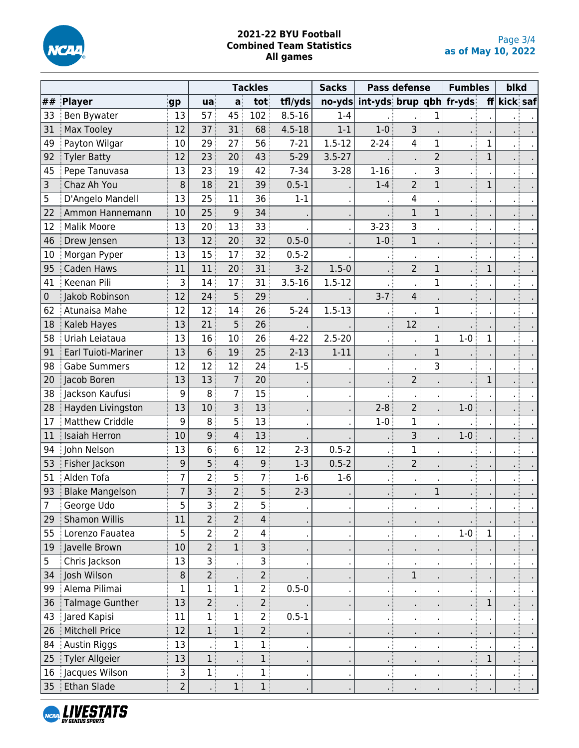**2021-22 BYU Football**
**Combined Team Statistics**
**All games**

as of May 10, 2022

| | | | Tackles | | | | Sacks | Pass defense | | | Fumbles | | blkd | |
|---|---|---|---|---|---|---|---|---|---|---|---|---|---|---|
| ## | Player | gp | ua | a | tot | tfl/yds | no-yds | int-yds | brup | qbh | fr-yds | ff | kick | saf |
| 33 | Ben Bywater | 13 | 57 | 45 | 102 | 8.5-16 | 1-4 | . | . | 1 | . | . | . | . |
| 31 | Max Tooley | 12 | 37 | 31 | 68 | 4.5-18 | 1-1 | 1-0 | 3 | . | . | . | . | . |
| 49 | Payton Wilgar | 10 | 29 | 27 | 56 | 7-21 | 1.5-12 | 2-24 | 4 | 1 | . | 1 | . | . |
| 92 | Tyler Batty | 12 | 23 | 20 | 43 | 5-29 | 3.5-27 | . | . | 2 | . | 1 | . | . |
| 45 | Pepe Tanuvasa | 13 | 23 | 19 | 42 | 7-34 | 3-28 | 1-16 | . | 3 | . | . | . | . |
| 3 | Chaz Ah You | 8 | 18 | 21 | 39 | 0.5-1 | . | 1-4 | 2 | 1 | . | 1 | . | . |
| 5 | D'Angelo Mandell | 13 | 25 | 11 | 36 | 1-1 | . | . | 4 | . | . | . | . | . |
| 22 | Ammon Hannemann | 10 | 25 | 9 | 34 | . | . | . | 1 | 1 | . | . | . | . |
| 12 | Malik Moore | 13 | 20 | 13 | 33 | . | . | 3-23 | 3 | . | . | . | . | . |
| 46 | Drew Jensen | 13 | 12 | 20 | 32 | 0.5-0 | . | 1-0 | 1 | . | . | . | . | . |
| 10 | Morgan Pyper | 13 | 15 | 17 | 32 | 0.5-2 | . | . | . | . | . | . | . | . |
| 95 | Caden Haws | 11 | 11 | 20 | 31 | 3-2 | 1.5-0 | . | 2 | 1 | . | 1 | . | . |
| 41 | Keenan Pili | 3 | 14 | 17 | 31 | 3.5-16 | 1.5-12 | . | . | 1 | . | . | . | . |
| 0 | Jakob Robinson | 12 | 24 | 5 | 29 | . | . | 3-7 | 4 | . | . | . | . | . |
| 62 | Atunaisa Mahe | 12 | 12 | 14 | 26 | 5-24 | 1.5-13 | . | . | 1 | . | . | . | . |
| 18 | Kaleb Hayes | 13 | 21 | 5 | 26 | . | . | . | 12 | . | . | . | . | . |
| 58 | Uriah Leiataua | 13 | 16 | 10 | 26 | 4-22 | 2.5-20 | . | . | 1 | 1-0 | 1 | . | . |
| 91 | Earl Tuioti-Mariner | 13 | 6 | 19 | 25 | 2-13 | 1-11 | . | . | 1 | . | . | . | . |
| 98 | Gabe Summers | 12 | 12 | 12 | 24 | 1-5 | . | . | . | 3 | . | . | . | . |
| 20 | Jacob Boren | 13 | 13 | 7 | 20 | . | . | . | 2 | . | . | 1 | . | . |
| 38 | Jackson Kaufusi | 9 | 8 | 7 | 15 | . | . | . | . | . | . | . | . | . |
| 28 | Hayden Livingston | 13 | 10 | 3 | 13 | . | . | 2-8 | 2 | . | 1-0 | . | . | . |
| 17 | Matthew Criddle | 9 | 8 | 5 | 13 | . | . | 1-0 | 1 | . | . | . | . | . |
| 11 | Isaiah Herron | 10 | 9 | 4 | 13 | . | . | . | 3 | . | 1-0 | . | . | . |
| 94 | John Nelson | 13 | 6 | 6 | 12 | 2-3 | 0.5-2 | . | 1 | . | . | . | . | . |
| 53 | Fisher Jackson | 9 | 5 | 4 | 9 | 1-3 | 0.5-2 | . | 2 | . | . | . | . | . |
| 51 | Alden Tofa | 7 | 2 | 5 | 7 | 1-6 | 1-6 | . | . | . | . | . | . | . |
| 93 | Blake Mangelson | 7 | 3 | 2 | 5 | 2-3 | . | . | . | 1 | . | . | . | . |
| 7 | George Udo | 5 | 3 | 2 | 5 | . | . | . | . | . | . | . | . | . |
| 29 | Shamon Willis | 11 | 2 | 2 | 4 | . | . | . | . | . | . | . | . | . |
| 55 | Lorenzo Fauatea | 5 | 2 | 2 | 4 | . | . | . | . | . | 1-0 | 1 | . | . |
| 19 | Javelle Brown | 10 | 2 | 1 | 3 | . | . | . | . | . | . | . | . | . |
| 5 | Chris Jackson | 13 | 3 | . | 3 | . | . | . | . | . | . | . | . | . |
| 34 | Josh Wilson | 8 | 2 | . | 2 | . | . | . | 1 | . | . | . | . | . |
| 99 | Alema Pilimai | 1 | 1 | 1 | 2 | 0.5-0 | . | . | . | . | . | . | . | . |
| 36 | Talmage Gunther | 13 | 2 | . | 2 | . | . | . | . | . | . | 1 | . | . |
| 43 | Jared Kapisi | 11 | 1 | 1 | 2 | 0.5-1 | . | . | . | . | . | . | . | . |
| 26 | Mitchell Price | 12 | 1 | 1 | 2 | . | . | . | . | . | . | . | . | . |
| 84 | Austin Riggs | 13 | . | 1 | 1 | . | . | . | . | . | . | . | . | . |
| 25 | Tyler Allgeier | 13 | 1 | . | 1 | . | . | . | . | . | . | 1 | . | . |
| 16 | Jacques Wilson | 3 | 1 | . | 1 | . | . | . | . | . | . | . | . | . |
| 35 | Ethan Slade | 2 | . | 1 | 1 | . | . | . | . | . | . | . | . | . |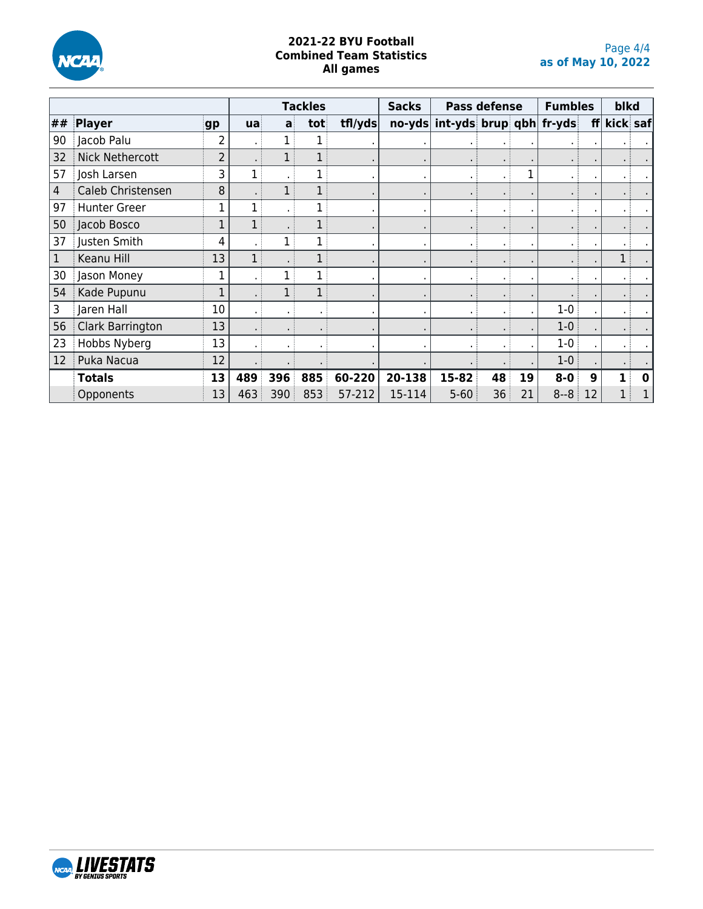# 2021-22 BYU Football
## Combined Team Statistics
## All games

as of May 10, 2022

| | | | Tackles | | | | Sacks | Pass defense | | | Fumbles | | blkd | |
|---|---|---|---|---|---|---|---|---|---|---|---|---|---|---|
| ## | Player | gp | ua | a | tot | tfl/yds | no-yds | int-yds | brup | qbh | fr-yds | ff | kick | saf |
| 90 | Jacob Palu | 2 | . | 1 | 1 | . | . | . | . | . | . | . | . | . |
| 32 | Nick Nethercott | 2 | . | 1 | 1 | . | . | . | . | . | . | . | . | . |
| 57 | Josh Larsen | 3 | 1 | . | 1 | . | . | . | . | 1 | . | . | . | . |
| 4 | Caleb Christensen | 8 | . | 1 | 1 | . | . | . | . | . | . | . | . | . |
| 97 | Hunter Greer | 1 | 1 | . | 1 | . | . | . | . | . | . | . | . | . |
| 50 | Jacob Bosco | 1 | 1 | . | 1 | . | . | . | . | . | . | . | . | . |
| 37 | Justen Smith | 4 | . | 1 | 1 | . | . | . | . | . | . | . | . | . |
| 1 | Keanu Hill | 13 | 1 | . | 1 | . | . | . | . | . | . | . | 1 | . |
| 30 | Jason Money | 1 | . | 1 | 1 | . | . | . | . | . | . | . | . | . |
| 54 | Kade Pupunu | 1 | . | 1 | 1 | . | . | . | . | . | . | . | . | . |
| 3 | Jaren Hall | 10 | . | . | . | . | . | . | . | . | 1-0 | . | . | . |
| 56 | Clark Barrington | 13 | . | . | . | . | . | . | . | . | 1-0 | . | . | . |
| 23 | Hobbs Nyberg | 13 | . | . | . | . | . | . | . | . | 1-0 | . | . | . |
| 12 | Puka Nacua | 12 | . | . | . | . | . | . | . | . | 1-0 | . | . | . |
| | **Totals** | **13** | **489** | **396** | **885** | **60-220** | **20-138** | **15-82** | **48** | **19** | **8-0** | **9** | **1** | **0** |
| | Opponents | 13 | 463 | 390 | 853 | 57-212 | 15-114 | 5-60 | 36 | 21 | 8--8 | 12 | 1 | 1 |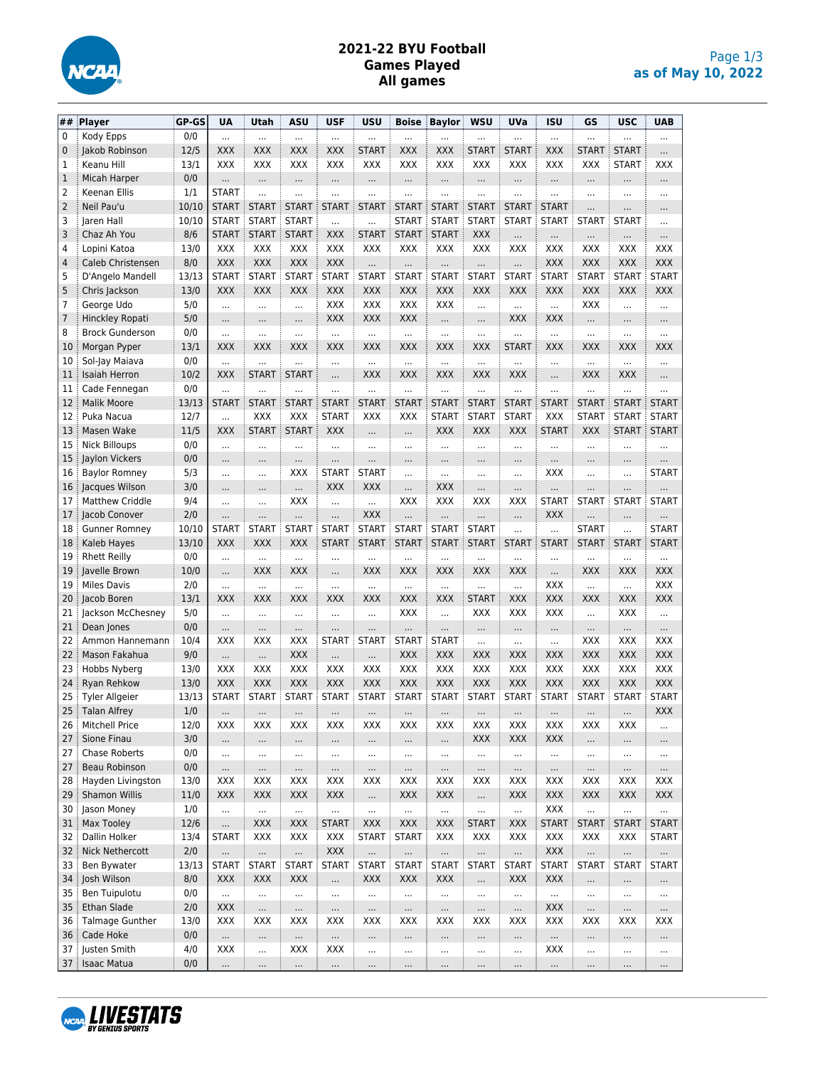# 2021-22 BYU Football
## Games Played
## All games

as of May 10, 2022

| ## | Player | GP-GS | UA | Utah | ASU | USF | USU | Boise | Baylor | WSU | UVa | ISU | GS | USC | UAB |
|---|---|---|---|---|---|---|---|---|---|---|---|---|---|---|---|
| 0 | Kody Epps | 0/0 | ... | ... | ... | ... | ... | ... | ... | ... | ... | ... | ... | ... | ... |
| 0 | Jakob Robinson | 12/5 | XXX | XXX | XXX | XXX | START | XXX | XXX | START | START | XXX | START | START | ... |
| 1 | Keanu Hill | 13/1 | XXX | XXX | XXX | XXX | XXX | XXX | XXX | XXX | XXX | XXX | XXX | START | XXX |
| 1 | Micah Harper | 0/0 | ... | ... | ... | ... | ... | ... | ... | ... | ... | ... | ... | ... | ... |
| 2 | Keenan Ellis | 1/1 | START | ... | ... | ... | ... | ... | ... | ... | ... | ... | ... | ... | ... |
| 2 | Neil Pau'u | 10/10 | START | START | START | START | START | START | START | START | START | START | ... | ... | ... |
| 3 | Jaren Hall | 10/10 | START | START | START | ... | ... | START | START | START | START | START | START | START | ... |
| 3 | Chaz Ah You | 8/6 | START | START | START | XXX | START | START | START | XXX | ... | ... | ... | ... | ... |
| 4 | Lopini Katoa | 13/0 | XXX | XXX | XXX | XXX | XXX | XXX | XXX | XXX | XXX | XXX | XXX | XXX | XXX |
| 4 | Caleb Christensen | 8/0 | XXX | XXX | XXX | XXX | ... | ... | ... | ... | ... | XXX | XXX | XXX | XXX |
| 5 | D'Angelo Mandell | 13/13 | START | START | START | START | START | START | START | START | START | START | START | START | START |
| 5 | Chris Jackson | 13/0 | XXX | XXX | XXX | XXX | XXX | XXX | XXX | XXX | XXX | XXX | XXX | XXX | XXX |
| 7 | George Udo | 5/0 | ... | ... | ... | XXX | XXX | XXX | XXX | ... | ... | ... | XXX | ... | ... |
| 7 | Hinckley Ropati | 5/0 | ... | ... | ... | XXX | XXX | XXX | ... | ... | XXX | XXX | ... | ... | ... |
| 8 | Brock Gunderson | 0/0 | ... | ... | ... | ... | ... | ... | ... | ... | ... | ... | ... | ... | ... |
| 10 | Morgan Pyper | 13/1 | XXX | XXX | XXX | XXX | XXX | XXX | XXX | XXX | START | XXX | XXX | XXX | XXX |
| 10 | Sol-Jay Maiava | 0/0 | ... | ... | ... | ... | ... | ... | ... | ... | ... | ... | ... | ... | ... |
| 11 | Isaiah Herron | 10/2 | XXX | START | START | ... | XXX | XXX | XXX | XXX | XXX | ... | XXX | XXX | ... |
| 11 | Cade Fennegan | 0/0 | ... | ... | ... | ... | ... | ... | ... | ... | ... | ... | ... | ... | ... |
| 12 | Malik Moore | 13/13 | START | START | START | START | START | START | START | START | START | START | START | START | START |
| 12 | Puka Nacua | 12/7 | ... | XXX | XXX | START | XXX | XXX | START | START | START | XXX | START | START | START |
| 13 | Masen Wake | 11/5 | XXX | START | START | XXX | ... | ... | XXX | XXX | XXX | START | XXX | START | START |
| 15 | Nick Billoups | 0/0 | ... | ... | ... | ... | ... | ... | ... | ... | ... | ... | ... | ... | ... |
| 15 | Jaylon Vickers | 0/0 | ... | ... | ... | ... | ... | ... | ... | ... | ... | ... | ... | ... | ... |
| 16 | Baylor Romney | 5/3 | ... | ... | XXX | START | START | ... | ... | ... | ... | XXX | ... | ... | START |
| 16 | Jacques Wilson | 3/0 | ... | ... | ... | XXX | XXX | ... | XXX | ... | ... | ... | ... | ... | ... |
| 17 | Matthew Criddle | 9/4 | ... | ... | XXX | ... | ... | XXX | XXX | XXX | XXX | START | START | START | START |
| 17 | Jacob Conover | 2/0 | ... | ... | ... | ... | XXX | ... | ... | ... | ... | XXX | ... | ... | ... |
| 18 | Gunner Romney | 10/10 | START | START | START | START | START | START | START | START | ... | ... | START | ... | START |
| 18 | Kaleb Hayes | 13/10 | XXX | XXX | XXX | START | START | START | START | START | START | START | START | START | START |
| 19 | Rhett Reilly | 0/0 | ... | ... | ... | ... | ... | ... | ... | ... | ... | ... | ... | ... | ... |
| 19 | Javelle Brown | 10/0 | ... | XXX | XXX | ... | XXX | XXX | XXX | XXX | XXX | ... | XXX | XXX | XXX |
| 19 | Miles Davis | 2/0 | ... | ... | ... | ... | ... | ... | ... | ... | ... | XXX | ... | ... | XXX |
| 20 | Jacob Boren | 13/1 | XXX | XXX | XXX | XXX | XXX | XXX | XXX | START | XXX | XXX | XXX | XXX | XXX |
| 21 | Jackson McChesney | 5/0 | ... | ... | ... | ... | ... | XXX | ... | XXX | XXX | XXX | ... | XXX | ... |
| 21 | Dean Jones | 0/0 | ... | ... | ... | ... | ... | ... | ... | ... | ... | ... | ... | ... | ... |
| 22 | Ammon Hannemann | 10/4 | XXX | XXX | XXX | START | START | START | START | ... | ... | ... | XXX | XXX | XXX |
| 22 | Mason Fakahua | 9/0 | ... | ... | XXX | ... | ... | XXX | XXX | XXX | XXX | XXX | XXX | XXX | XXX |
| 23 | Hobbs Nyberg | 13/0 | XXX | XXX | XXX | XXX | XXX | XXX | XXX | XXX | XXX | XXX | XXX | XXX | XXX |
| 24 | Ryan Rehkow | 13/0 | XXX | XXX | XXX | XXX | XXX | XXX | XXX | XXX | XXX | XXX | XXX | XXX | XXX |
| 25 | Tyler Allgeier | 13/13 | START | START | START | START | START | START | START | START | START | START | START | START | START |
| 25 | Talan Alfrey | 1/0 | ... | ... | ... | ... | ... | ... | ... | ... | ... | ... | ... | ... | XXX |
| 26 | Mitchell Price | 12/0 | XXX | XXX | XXX | XXX | XXX | XXX | XXX | XXX | XXX | XXX | XXX | XXX | ... |
| 27 | Sione Finau | 3/0 | ... | ... | ... | ... | ... | ... | ... | XXX | XXX | XXX | ... | ... | ... |
| 27 | Chase Roberts | 0/0 | ... | ... | ... | ... | ... | ... | ... | ... | ... | ... | ... | ... | ... |
| 27 | Beau Robinson | 0/0 | ... | ... | ... | ... | ... | ... | ... | ... | ... | ... | ... | ... | ... |
| 28 | Hayden Livingston | 13/0 | XXX | XXX | XXX | XXX | XXX | XXX | XXX | XXX | XXX | XXX | XXX | XXX | XXX |
| 29 | Shamon Willis | 11/0 | XXX | XXX | XXX | XXX | ... | XXX | XXX | ... | XXX | XXX | XXX | XXX | XXX |
| 30 | Jason Money | 1/0 | ... | ... | ... | ... | ... | ... | ... | ... | ... | XXX | ... | ... | ... |
| 31 | Max Tooley | 12/6 | ... | XXX | XXX | START | XXX | XXX | XXX | START | XXX | START | START | START | START |
| 32 | Dallin Holker | 13/4 | START | XXX | XXX | XXX | START | START | XXX | XXX | XXX | XXX | XXX | XXX | START |
| 32 | Nick Nethercott | 2/0 | ... | ... | ... | XXX | ... | ... | ... | ... | ... | XXX | ... | ... | ... |
| 33 | Ben Bywater | 13/13 | START | START | START | START | START | START | START | START | START | START | START | START | START |
| 34 | Josh Wilson | 8/0 | XXX | XXX | XXX | ... | XXX | XXX | XXX | ... | XXX | XXX | ... | ... | ... |
| 35 | Ben Tuipulotu | 0/0 | ... | ... | ... | ... | ... | ... | ... | ... | ... | ... | ... | ... | ... |
| 35 | Ethan Slade | 2/0 | XXX | ... | ... | ... | ... | ... | ... | ... | ... | XXX | ... | ... | ... |
| 36 | Talmage Gunther | 13/0 | XXX | XXX | XXX | XXX | XXX | XXX | XXX | XXX | XXX | XXX | XXX | XXX | XXX |
| 36 | Cade Hoke | 0/0 | ... | ... | ... | ... | ... | ... | ... | ... | ... | ... | ... | ... | ... |
| 37 | Justen Smith | 4/0 | XXX | ... | XXX | XXX | ... | ... | ... | ... | ... | XXX | ... | ... | ... |
| 37 | Isaac Matua | 0/0 | ... | ... | ... | ... | ... | ... | ... | ... | ... | ... | ... | ... | ... |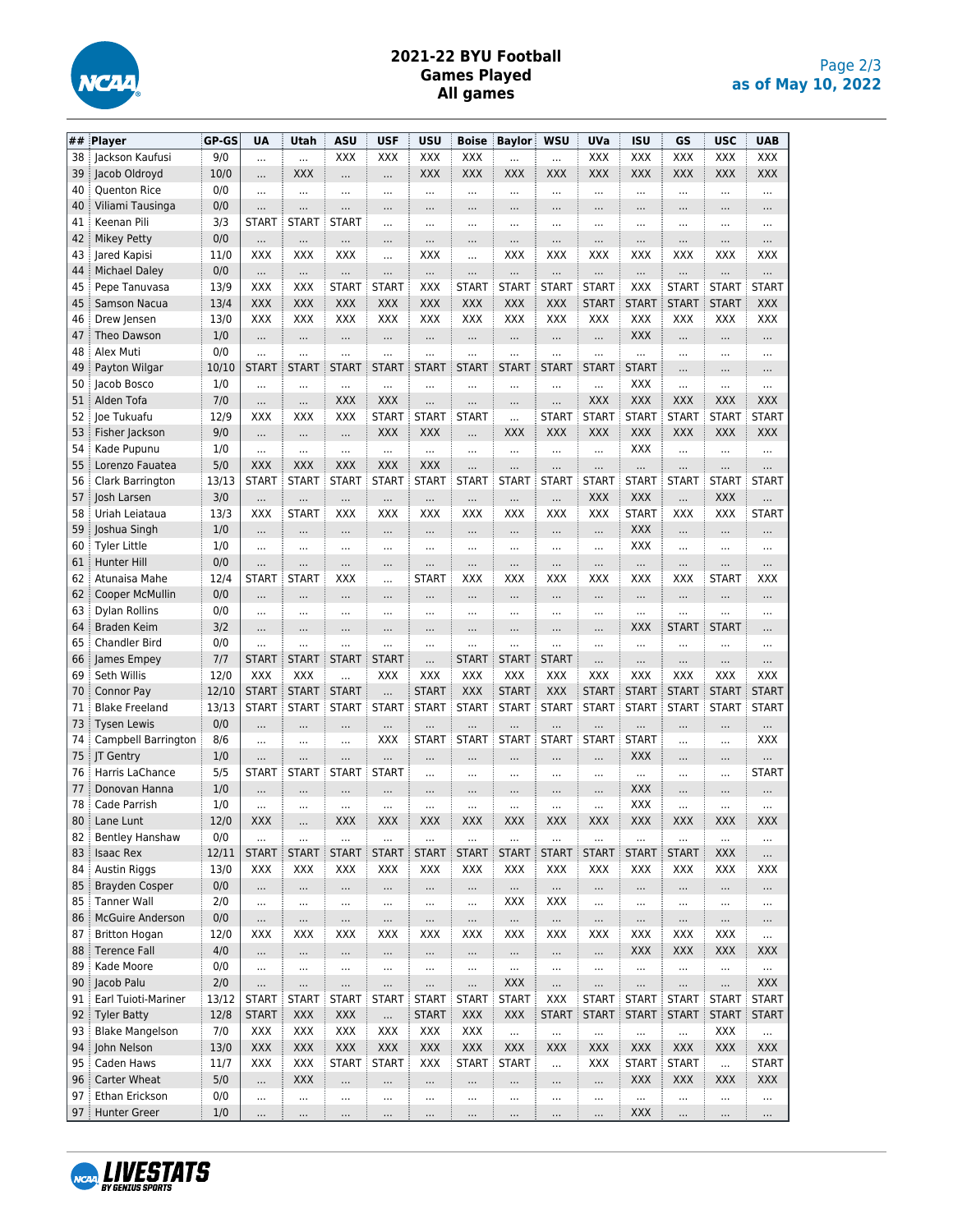# 2021-22 BYU Football
## Games Played
### All games

as of May 10, 2022

| ## | Player | GP-GS | UA | Utah | ASU | USF | USU | Boise | Baylor | WSU | UVa | ISU | GS | USC | UAB |
|---|---|---|---|---|---|---|---|---|---|---|---|---|---|---|---|
| 38 | Jackson Kaufusi | 9/0 | ... | ... | XXX | XXX | XXX | XXX | ... | ... | XXX | XXX | XXX | XXX | XXX |
| 39 | Jacob Oldroyd | 10/0 | ... | XXX | ... | ... | XXX | XXX | XXX | XXX | XXX | XXX | XXX | XXX | XXX |
| 40 | Quenton Rice | 0/0 | ... | ... | ... | ... | ... | ... | ... | ... | ... | ... | ... | ... | ... |
| 40 | Viliami Tausinga | 0/0 | ... | ... | ... | ... | ... | ... | ... | ... | ... | ... | ... | ... | ... |
| 41 | Keenan Pili | 3/3 | START | START | START | ... | ... | ... | ... | ... | ... | ... | ... | ... | ... |
| 42 | Mikey Petty | 0/0 | ... | ... | ... | ... | ... | ... | ... | ... | ... | ... | ... | ... | ... |
| 43 | Jared Kapisi | 11/0 | XXX | XXX | XXX | ... | XXX | ... | XXX | XXX | XXX | XXX | XXX | XXX | XXX |
| 44 | Michael Daley | 0/0 | ... | ... | ... | ... | ... | ... | ... | ... | ... | ... | ... | ... | ... |
| 45 | Pepe Tanuvasa | 13/9 | XXX | XXX | START | START | XXX | START | START | START | START | XXX | START | START | START |
| 45 | Samson Nacua | 13/4 | XXX | XXX | XXX | XXX | XXX | XXX | XXX | XXX | START | START | START | START | XXX |
| 46 | Drew Jensen | 13/0 | XXX | XXX | XXX | XXX | XXX | XXX | XXX | XXX | XXX | XXX | XXX | XXX | XXX |
| 47 | Theo Dawson | 1/0 | ... | ... | ... | ... | ... | ... | ... | ... | ... | XXX | ... | ... | ... |
| 48 | Alex Muti | 0/0 | ... | ... | ... | ... | ... | ... | ... | ... | ... | ... | ... | ... | ... |
| 49 | Payton Wilgar | 10/10 | START | START | START | START | START | START | START | START | START | START | ... | ... | ... |
| 50 | Jacob Bosco | 1/0 | ... | ... | ... | ... | ... | ... | ... | ... | ... | XXX | ... | ... | ... |
| 51 | Alden Tofa | 7/0 | ... | ... | XXX | XXX | ... | ... | ... | ... | XXX | XXX | XXX | XXX | XXX |
| 52 | Joe Tukuafu | 12/9 | XXX | XXX | XXX | START | START | START | ... | START | START | START | START | START | START |
| 53 | Fisher Jackson | 9/0 | ... | ... | ... | XXX | XXX | ... | XXX | XXX | XXX | XXX | XXX | XXX | XXX |
| 54 | Kade Pupunu | 1/0 | ... | ... | ... | ... | ... | ... | ... | ... | ... | XXX | ... | ... | ... |
| 55 | Lorenzo Fauatea | 5/0 | XXX | XXX | XXX | XXX | XXX | ... | ... | ... | ... | ... | ... | ... | ... |
| 56 | Clark Barrington | 13/13 | START | START | START | START | START | START | START | START | START | START | START | START | START |
| 57 | Josh Larsen | 3/0 | ... | ... | ... | ... | ... | ... | ... | ... | XXX | XXX | ... | XXX | ... |
| 58 | Uriah Leiataua | 13/3 | XXX | START | XXX | XXX | XXX | XXX | XXX | XXX | XXX | START | XXX | XXX | START |
| 59 | Joshua Singh | 1/0 | ... | ... | ... | ... | ... | ... | ... | ... | ... | XXX | ... | ... | ... |
| 60 | Tyler Little | 1/0 | ... | ... | ... | ... | ... | ... | ... | ... | ... | XXX | ... | ... | ... |
| 61 | Hunter Hill | 0/0 | ... | ... | ... | ... | ... | ... | ... | ... | ... | ... | ... | ... | ... |
| 62 | Atunaisa Mahe | 12/4 | START | START | XXX | ... | START | XXX | XXX | XXX | XXX | XXX | XXX | START | XXX |
| 62 | Cooper McMullin | 0/0 | ... | ... | ... | ... | ... | ... | ... | ... | ... | ... | ... | ... | ... |
| 63 | Dylan Rollins | 0/0 | ... | ... | ... | ... | ... | ... | ... | ... | ... | ... | ... | ... | ... |
| 64 | Braden Keim | 3/2 | ... | ... | ... | ... | ... | ... | ... | ... | ... | XXX | START | START | ... |
| 65 | Chandler Bird | 0/0 | ... | ... | ... | ... | ... | ... | ... | ... | ... | ... | ... | ... | ... |
| 66 | James Empey | 7/7 | START | START | START | START | ... | START | START | START | ... | ... | ... | ... | ... |
| 69 | Seth Willis | 12/0 | XXX | XXX | ... | XXX | XXX | XXX | XXX | XXX | XXX | XXX | XXX | XXX | XXX |
| 70 | Connor Pay | 12/10 | START | START | START | ... | START | XXX | START | XXX | START | START | START | START | START |
| 71 | Blake Freeland | 13/13 | START | START | START | START | START | START | START | START | START | START | START | START | START |
| 73 | Tysen Lewis | 0/0 | ... | ... | ... | ... | ... | ... | ... | ... | ... | ... | ... | ... | ... |
| 74 | Campbell Barrington | 8/6 | ... | ... | ... | XXX | START | START | START | START | START | START | ... | ... | XXX |
| 75 | JT Gentry | 1/0 | ... | ... | ... | ... | ... | ... | ... | ... | ... | XXX | ... | ... | ... |
| 76 | Harris LaChance | 5/5 | START | START | START | START | ... | ... | ... | ... | ... | ... | ... | ... | START |
| 77 | Donovan Hanna | 1/0 | ... | ... | ... | ... | ... | ... | ... | ... | ... | XXX | ... | ... | ... |
| 78 | Cade Parrish | 1/0 | ... | ... | ... | ... | ... | ... | ... | ... | ... | XXX | ... | ... | ... |
| 80 | Lane Lunt | 12/0 | XXX | ... | XXX | XXX | XXX | XXX | XXX | XXX | XXX | XXX | XXX | XXX | XXX |
| 82 | Bentley Hanshaw | 0/0 | ... | ... | ... | ... | ... | ... | ... | ... | ... | ... | ... | ... | ... |
| 83 | Isaac Rex | 12/11 | START | START | START | START | START | START | START | START | START | START | START | XXX | ... |
| 84 | Austin Riggs | 13/0 | XXX | XXX | XXX | XXX | XXX | XXX | XXX | XXX | XXX | XXX | XXX | XXX | XXX |
| 85 | Brayden Cosper | 0/0 | ... | ... | ... | ... | ... | ... | ... | ... | ... | ... | ... | ... | ... |
| 85 | Tanner Wall | 2/0 | ... | ... | ... | ... | ... | ... | XXX | XXX | ... | ... | ... | ... | ... |
| 86 | McGuire Anderson | 0/0 | ... | ... | ... | ... | ... | ... | ... | ... | ... | ... | ... | ... | ... |
| 87 | Britton Hogan | 12/0 | XXX | XXX | XXX | XXX | XXX | XXX | XXX | XXX | XXX | XXX | XXX | XXX | ... |
| 88 | Terence Fall | 4/0 | ... | ... | ... | ... | ... | ... | ... | ... | ... | XXX | XXX | XXX | XXX |
| 89 | Kade Moore | 0/0 | ... | ... | ... | ... | ... | ... | ... | ... | ... | ... | ... | ... | ... |
| 90 | Jacob Palu | 2/0 | ... | ... | ... | ... | ... | ... | XXX | ... | ... | ... | ... | ... | XXX |
| 91 | Earl Tuioti-Mariner | 13/12 | START | START | START | START | START | START | START | XXX | START | START | START | START | START |
| 92 | Tyler Batty | 12/8 | START | XXX | XXX | ... | START | XXX | XXX | START | START | START | START | START | START |
| 93 | Blake Mangelson | 7/0 | XXX | XXX | XXX | XXX | XXX | XXX | ... | ... | ... | ... | ... | XXX | ... |
| 94 | John Nelson | 13/0 | XXX | XXX | XXX | XXX | XXX | XXX | XXX | XXX | XXX | XXX | XXX | XXX | XXX |
| 95 | Caden Haws | 11/7 | XXX | XXX | START | START | XXX | START | START | ... | XXX | START | START | ... | START |
| 96 | Carter Wheat | 5/0 | ... | XXX | ... | ... | ... | ... | ... | ... | ... | XXX | XXX | XXX | XXX |
| 97 | Ethan Erickson | 0/0 | ... | ... | ... | ... | ... | ... | ... | ... | ... | ... | ... | ... | ... |
| 97 | Hunter Greer | 1/0 | ... | ... | ... | ... | ... | ... | ... | ... | ... | XXX | ... | ... | ... |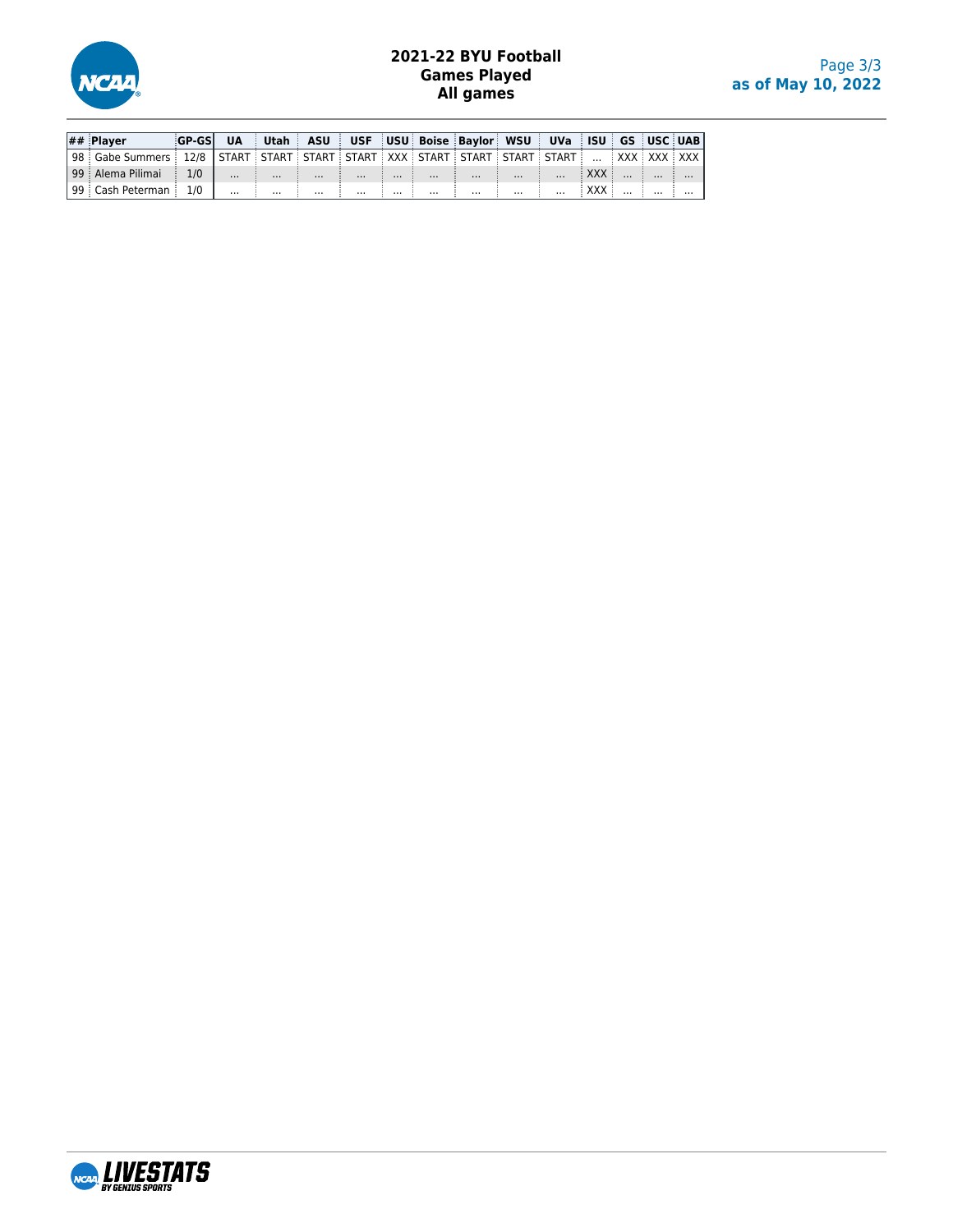# 2021-22 BYU Football
## Games Played
## All games

| ## | Player | GP-GS | UA | Utah | ASU | USF | USU | Boise | Baylor | WSU | UVa | ISU | GS | USC | UAB |
|---|---|---|---|---|---|---|---|---|---|---|---|---|---|---|---|
| 98 | Gabe Summers | 12/8 | START | START | START | START | XXX | START | START | START | START | ... | XXX | XXX | XXX |
| 99 | Alema Pilimai | 1/0 | ... | ... | ... | ... | ... | ... | ... | ... | ... | XXX | ... | ... | ... |
| 99 | Cash Peterman | 1/0 | ... | ... | ... | ... | ... | ... | ... | ... | ... | XXX | ... | ... | ... |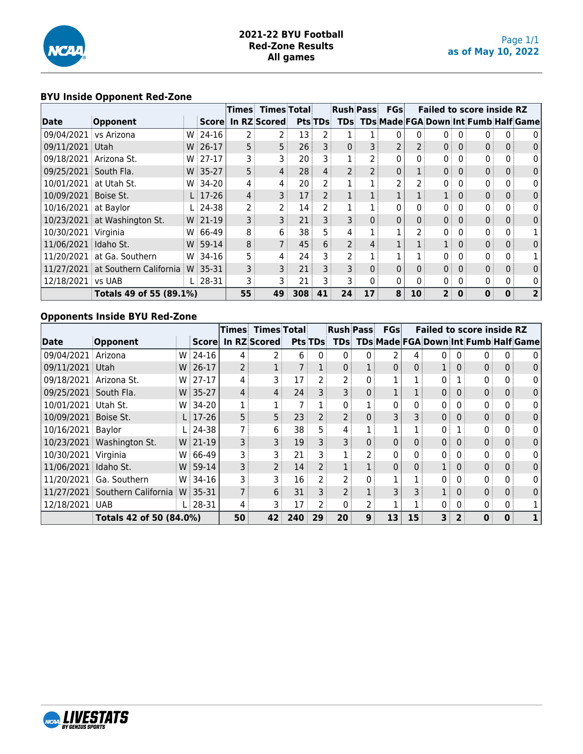# 2021-22 BYU Football
## Red-Zone Results
## All games

as of May 10, 2022

### BYU Inside Opponent Red-Zone

| Date | Opponent | | Score | Times In RZ | Times Scored | Total Pts | TDs | Rush TDs | Pass TDs | FGs Made | FGA | Failed to score inside RZ Down | Int | Fumb | Half | Game |
|---|---|---|---|---|---|---|---|---|---|---|---|---|---|---|---|---|
| 09/04/2021 | vs Arizona | W | 24-16 | 2 | 2 | 13 | 2 | 1 | 1 | 0 | 0 | 0 | 0 | 0 | 0 | 0 |
| 09/11/2021 | Utah | W | 26-17 | 5 | 5 | 26 | 3 | 0 | 3 | 2 | 2 | 0 | 0 | 0 | 0 | 0 |
| 09/18/2021 | Arizona St. | W | 27-17 | 3 | 3 | 20 | 3 | 1 | 2 | 0 | 0 | 0 | 0 | 0 | 0 | 0 |
| 09/25/2021 | South Fla. | W | 35-27 | 5 | 4 | 28 | 4 | 2 | 2 | 0 | 1 | 0 | 0 | 0 | 0 | 0 |
| 10/01/2021 | at Utah St. | W | 34-20 | 4 | 4 | 20 | 2 | 1 | 1 | 2 | 2 | 0 | 0 | 0 | 0 | 0 |
| 10/09/2021 | Boise St. | L | 17-26 | 4 | 3 | 17 | 2 | 1 | 1 | 1 | 1 | 1 | 0 | 0 | 0 | 0 |
| 10/16/2021 | at Baylor | L | 24-38 | 2 | 2 | 14 | 2 | 1 | 1 | 0 | 0 | 0 | 0 | 0 | 0 | 0 |
| 10/23/2021 | at Washington St. | W | 21-19 | 3 | 3 | 21 | 3 | 3 | 0 | 0 | 0 | 0 | 0 | 0 | 0 | 0 |
| 10/30/2021 | Virginia | W | 66-49 | 8 | 6 | 38 | 5 | 4 | 1 | 1 | 2 | 0 | 0 | 0 | 0 | 1 |
| 11/06/2021 | Idaho St. | W | 59-14 | 8 | 7 | 45 | 6 | 2 | 4 | 1 | 1 | 1 | 0 | 0 | 0 | 0 |
| 11/20/2021 | at Ga. Southern | W | 34-16 | 5 | 4 | 24 | 3 | 2 | 1 | 1 | 1 | 0 | 0 | 0 | 0 | 1 |
| 11/27/2021 | at Southern California | W | 35-31 | 3 | 3 | 21 | 3 | 3 | 0 | 0 | 0 | 0 | 0 | 0 | 0 | 0 |
| 12/18/2021 | vs UAB | L | 28-31 | 3 | 3 | 21 | 3 | 3 | 0 | 0 | 0 | 0 | 0 | 0 | 0 | 0 |
| | **Totals 49 of 55 (89.1%)** | | | **55** | **49** | **308** | **41** | **24** | **17** | **8** | **10** | **2** | **0** | **0** | **0** | **2** |

### Opponents Inside BYU Red-Zone

| Date | Opponent | | Score | Times In RZ | Times Scored | Total Pts | TDs | Rush TDs | Pass TDs | FGs Made | FGA | Failed to score inside RZ Down | Int | Fumb | Half | Game |
|---|---|---|---|---|---|---|---|---|---|---|---|---|---|---|---|---|
| 09/04/2021 | Arizona | W | 24-16 | 4 | 2 | 6 | 0 | 0 | 0 | 2 | 4 | 0 | 0 | 0 | 0 | 0 |
| 09/11/2021 | Utah | W | 26-17 | 2 | 1 | 7 | 1 | 0 | 1 | 0 | 0 | 1 | 0 | 0 | 0 | 0 |
| 09/18/2021 | Arizona St. | W | 27-17 | 4 | 3 | 17 | 2 | 2 | 0 | 1 | 1 | 0 | 1 | 0 | 0 | 0 |
| 09/25/2021 | South Fla. | W | 35-27 | 4 | 4 | 24 | 3 | 3 | 0 | 1 | 1 | 0 | 0 | 0 | 0 | 0 |
| 10/01/2021 | Utah St. | W | 34-20 | 1 | 1 | 7 | 1 | 0 | 1 | 0 | 0 | 0 | 0 | 0 | 0 | 0 |
| 10/09/2021 | Boise St. | L | 17-26 | 5 | 5 | 23 | 2 | 2 | 0 | 3 | 3 | 0 | 0 | 0 | 0 | 0 |
| 10/16/2021 | Baylor | L | 24-38 | 7 | 6 | 38 | 5 | 4 | 1 | 1 | 1 | 0 | 1 | 0 | 0 | 0 |
| 10/23/2021 | Washington St. | W | 21-19 | 3 | 3 | 19 | 3 | 3 | 0 | 0 | 0 | 0 | 0 | 0 | 0 | 0 |
| 10/30/2021 | Virginia | W | 66-49 | 3 | 3 | 21 | 3 | 1 | 2 | 0 | 0 | 0 | 0 | 0 | 0 | 0 |
| 11/06/2021 | Idaho St. | W | 59-14 | 3 | 2 | 14 | 2 | 1 | 1 | 0 | 0 | 1 | 0 | 0 | 0 | 0 |
| 11/20/2021 | Ga. Southern | W | 34-16 | 3 | 3 | 16 | 2 | 2 | 0 | 1 | 1 | 0 | 0 | 0 | 0 | 0 |
| 11/27/2021 | Southern California | W | 35-31 | 7 | 6 | 31 | 3 | 2 | 1 | 3 | 3 | 1 | 0 | 0 | 0 | 0 |
| 12/18/2021 | UAB | L | 28-31 | 4 | 3 | 17 | 2 | 0 | 2 | 1 | 1 | 0 | 0 | 0 | 0 | 1 |
| | **Totals 42 of 50 (84.0%)** | | | **50** | **42** | **240** | **29** | **20** | **9** | **13** | **15** | **3** | **2** | **0** | **0** | **1** |